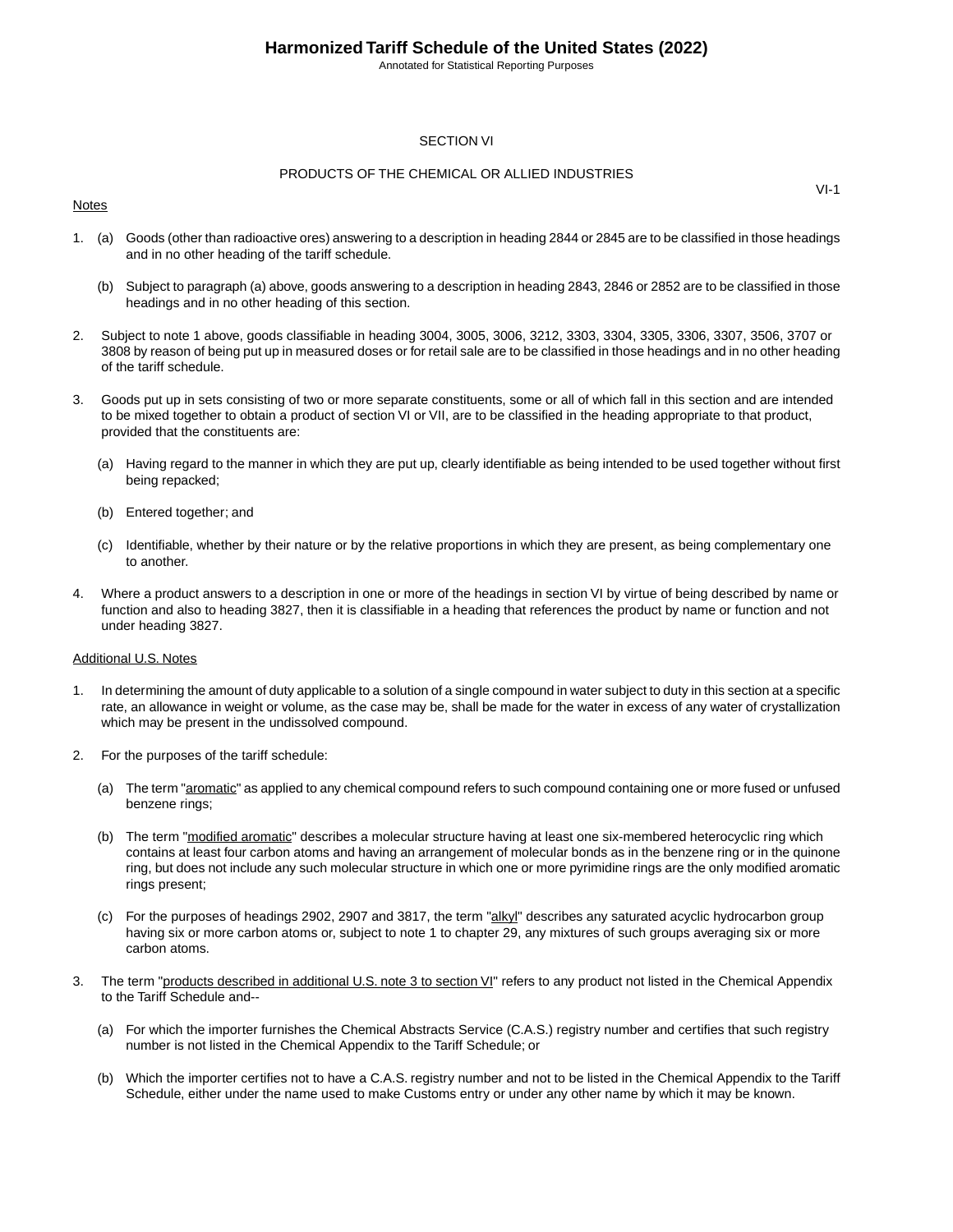# SECTION VI

## PRODUCTS OF THE CHEMICAL OR ALLIED INDUSTRIES

Notes

1. (a) Goods (other than radioactive ores) answering to a description in heading 2844 or 2845 are to be classified in those headings and in no other heading of the tariff schedule.

   (b) Subject to paragraph (a) above, goods answering to a description in heading 2843, 2846 or 2852 are to be classified in those headings and in no other heading of this section.

2. Subject to note 1 above, goods classifiable in heading 3004, 3005, 3006, 3212, 3303, 3304, 3305, 3306, 3307, 3506, 3707 or 3808 by reason of being put up in measured doses or for retail sale are to be classified in those headings and in no other heading of the tariff schedule.

3. Goods put up in sets consisting of two or more separate constituents, some or all of which fall in this section and are intended to be mixed together to obtain a product of section VI or VII, are to be classified in the heading appropriate to that product, provided that the constituents are:

   (a) Having regard to the manner in which they are put up, clearly identifiable as being intended to be used together without first being repacked;

   (b) Entered together; and

   (c) Identifiable, whether by their nature or by the relative proportions in which they are present, as being complementary one to another.

4. Where a product answers to a description in one or more of the headings in section VI by virtue of being described by name or function and also to heading 3827, then it is classifiable in a heading that references the product by name or function and not under heading 3827.

Additional U.S. Notes

1. In determining the amount of duty applicable to a solution of a single compound in water subject to duty in this section at a specific rate, an allowance in weight or volume, as the case may be, shall be made for the water in excess of any water of crystallization which may be present in the undissolved compound.

2. For the purposes of the tariff schedule:

   (a) The term "aromatic" as applied to any chemical compound refers to such compound containing one or more fused or unfused benzene rings;

   (b) The term "modified aromatic" describes a molecular structure having at least one six-membered heterocyclic ring which contains at least four carbon atoms and having an arrangement of molecular bonds as in the benzene ring or in the quinone ring, but does not include any such molecular structure in which one or more pyrimidine rings are the only modified aromatic rings present;

   (c) For the purposes of headings 2902, 2907 and 3817, the term "alkyl" describes any saturated acyclic hydrocarbon group having six or more carbon atoms or, subject to note 1 to chapter 29, any mixtures of such groups averaging six or more carbon atoms.

3. The term "products described in additional U.S. note 3 to section VI" refers to any product not listed in the Chemical Appendix to the Tariff Schedule and--

   (a) For which the importer furnishes the Chemical Abstracts Service (C.A.S.) registry number and certifies that such registry number is not listed in the Chemical Appendix to the Tariff Schedule; or

   (b) Which the importer certifies not to have a C.A.S. registry number and not to be listed in the Chemical Appendix to the Tariff Schedule, either under the name used to make Customs entry or under any other name by which it may be known.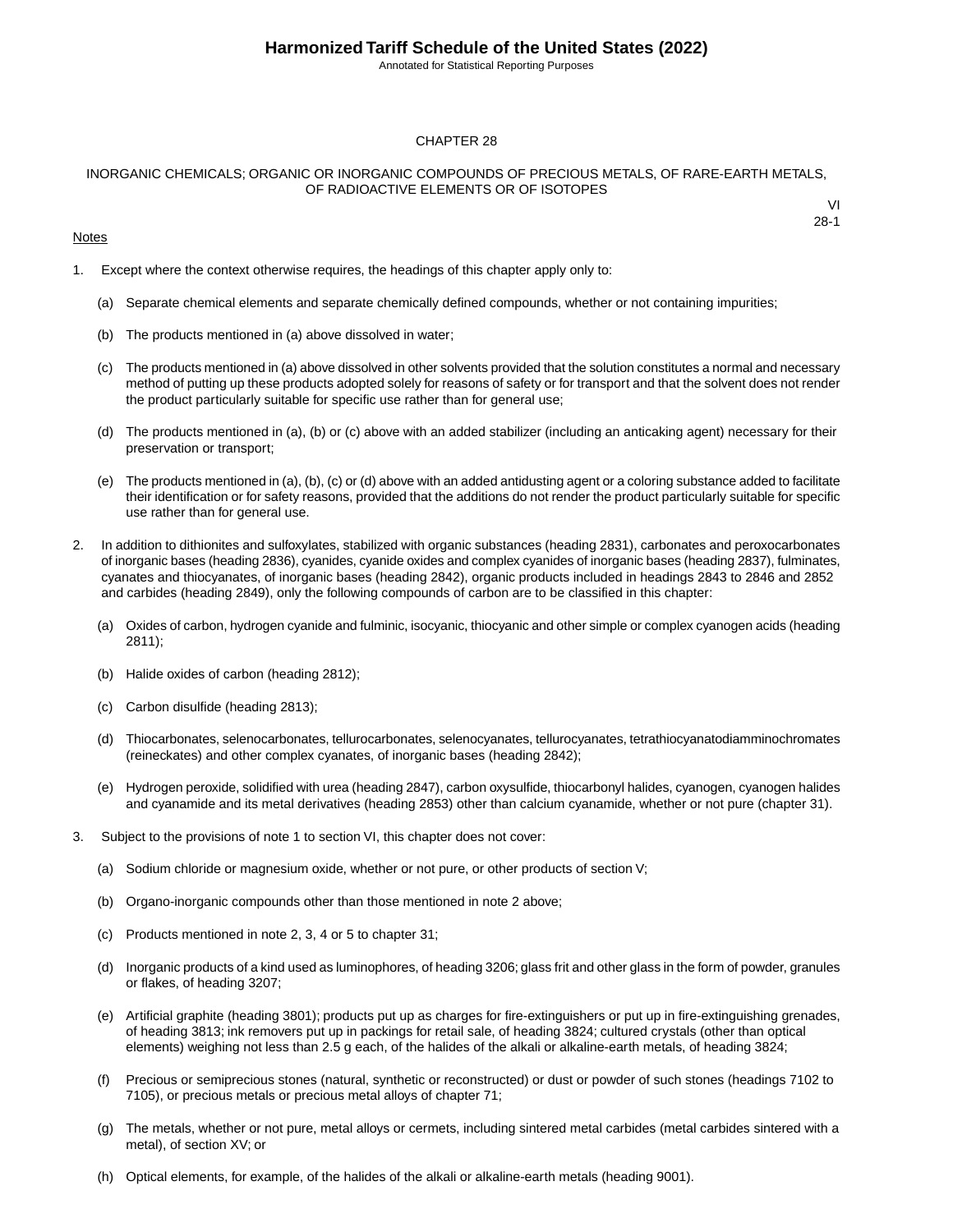# CHAPTER 28

## INORGANIC CHEMICALS; ORGANIC OR INORGANIC COMPOUNDS OF PRECIOUS METALS, OF RARE-EARTH METALS, OF RADIOACTIVE ELEMENTS OR OF ISOTOPES

VI
28-1

Notes

1. Except where the context otherwise requires, the headings of this chapter apply only to:

   (a) Separate chemical elements and separate chemically defined compounds, whether or not containing impurities;

   (b) The products mentioned in (a) above dissolved in water;

   (c) The products mentioned in (a) above dissolved in other solvents provided that the solution constitutes a normal and necessary method of putting up these products adopted solely for reasons of safety or for transport and that the solvent does not render the product particularly suitable for specific use rather than for general use;

   (d) The products mentioned in (a), (b) or (c) above with an added stabilizer (including an anticaking agent) necessary for their preservation or transport;

   (e) The products mentioned in (a), (b), (c) or (d) above with an added antidusting agent or a coloring substance added to facilitate their identification or for safety reasons, provided that the additions do not render the product particularly suitable for specific use rather than for general use.

2. In addition to dithionites and sulfoxylates, stabilized with organic substances (heading 2831), carbonates and peroxocarbonates of inorganic bases (heading 2836), cyanides, cyanide oxides and complex cyanides of inorganic bases (heading 2837), fulminates, cyanates and thiocyanates, of inorganic bases (heading 2842), organic products included in headings 2843 to 2846 and 2852 and carbides (heading 2849), only the following compounds of carbon are to be classified in this chapter:

   (a) Oxides of carbon, hydrogen cyanide and fulminic, isocyanic, thiocyanic and other simple or complex cyanogen acids (heading 2811);

   (b) Halide oxides of carbon (heading 2812);

   (c) Carbon disulfide (heading 2813);

   (d) Thiocarbonates, selenocarbonates, tellurocarbonates, selenocyanates, tellurocyanates, tetrathiocyanatodiamminochromates (reineckates) and other complex cyanates, of inorganic bases (heading 2842);

   (e) Hydrogen peroxide, solidified with urea (heading 2847), carbon oxysulfide, thiocarbonyl halides, cyanogen, cyanogen halides and cyanamide and its metal derivatives (heading 2853) other than calcium cyanamide, whether or not pure (chapter 31).

3. Subject to the provisions of note 1 to section VI, this chapter does not cover:

   (a) Sodium chloride or magnesium oxide, whether or not pure, or other products of section V;

   (b) Organo-inorganic compounds other than those mentioned in note 2 above;

   (c) Products mentioned in note 2, 3, 4 or 5 to chapter 31;

   (d) Inorganic products of a kind used as luminophores, of heading 3206; glass frit and other glass in the form of powder, granules or flakes, of heading 3207;

   (e) Artificial graphite (heading 3801); products put up as charges for fire-extinguishers or put up in fire-extinguishing grenades, of heading 3813; ink removers put up in packings for retail sale, of heading 3824; cultured crystals (other than optical elements) weighing not less than 2.5 g each, of the halides of the alkali or alkaline-earth metals, of heading 3824;

   (f) Precious or semiprecious stones (natural, synthetic or reconstructed) or dust or powder of such stones (headings 7102 to 7105), or precious metals or precious metal alloys of chapter 71;

   (g) The metals, whether or not pure, metal alloys or cermets, including sintered metal carbides (metal carbides sintered with a metal), of section XV; or

   (h) Optical elements, for example, of the halides of the alkali or alkaline-earth metals (heading 9001).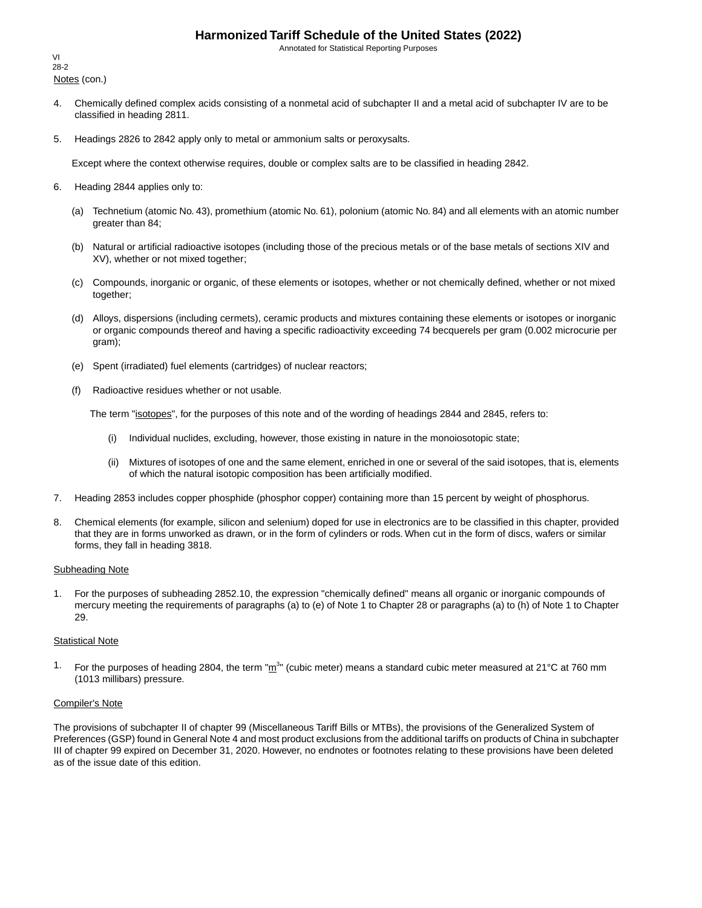Notes (con.)

4. Chemically defined complex acids consisting of a nonmetal acid of subchapter II and a metal acid of subchapter IV are to be classified in heading 2811.

5. Headings 2826 to 2842 apply only to metal or ammonium salts or peroxysalts.

   Except where the context otherwise requires, double or complex salts are to be classified in heading 2842.

6. Heading 2844 applies only to:

   (a) Technetium (atomic No. 43), promethium (atomic No. 61), polonium (atomic No. 84) and all elements with an atomic number greater than 84;

   (b) Natural or artificial radioactive isotopes (including those of the precious metals or of the base metals of sections XIV and XV), whether or not mixed together;

   (c) Compounds, inorganic or organic, of these elements or isotopes, whether or not chemically defined, whether or not mixed together;

   (d) Alloys, dispersions (including cermets), ceramic products and mixtures containing these elements or isotopes or inorganic or organic compounds thereof and having a specific radioactivity exceeding 74 becquerels per gram (0.002 microcurie per gram);

   (e) Spent (irradiated) fuel elements (cartridges) of nuclear reactors;

   (f) Radioactive residues whether or not usable.

   The term "isotopes", for the purposes of this note and of the wording of headings 2844 and 2845, refers to:

   (i) Individual nuclides, excluding, however, those existing in nature in the monoisotopic state;

   (ii) Mixtures of isotopes of one and the same element, enriched in one or several of the said isotopes, that is, elements of which the natural isotopic composition has been artificially modified.

7. Heading 2853 includes copper phosphide (phosphor copper) containing more than 15 percent by weight of phosphorus.

8. Chemical elements (for example, silicon and selenium) doped for use in electronics are to be classified in this chapter, provided that they are in forms unworked as drawn, or in the form of cylinders or rods. When cut in the form of discs, wafers or similar forms, they fall in heading 3818.

Subheading Note

1. For the purposes of subheading 2852.10, the expression "chemically defined" means all organic or inorganic compounds of mercury meeting the requirements of paragraphs (a) to (e) of Note 1 to Chapter 28 or paragraphs (a) to (h) of Note 1 to Chapter 29.

Statistical Note

1. For the purposes of heading 2804, the term "$m^3$" (cubic meter) means a standard cubic meter measured at 21°C at 760 mm (1013 millibars) pressure.

Compiler's Note

The provisions of subchapter II of chapter 99 (Miscellaneous Tariff Bills or MTBs), the provisions of the Generalized System of Preferences (GSP) found in General Note 4 and most product exclusions from the additional tariffs on products of China in subchapter III of chapter 99 expired on December 31, 2020. However, no endnotes or footnotes relating to these provisions have been deleted as of the issue date of this edition.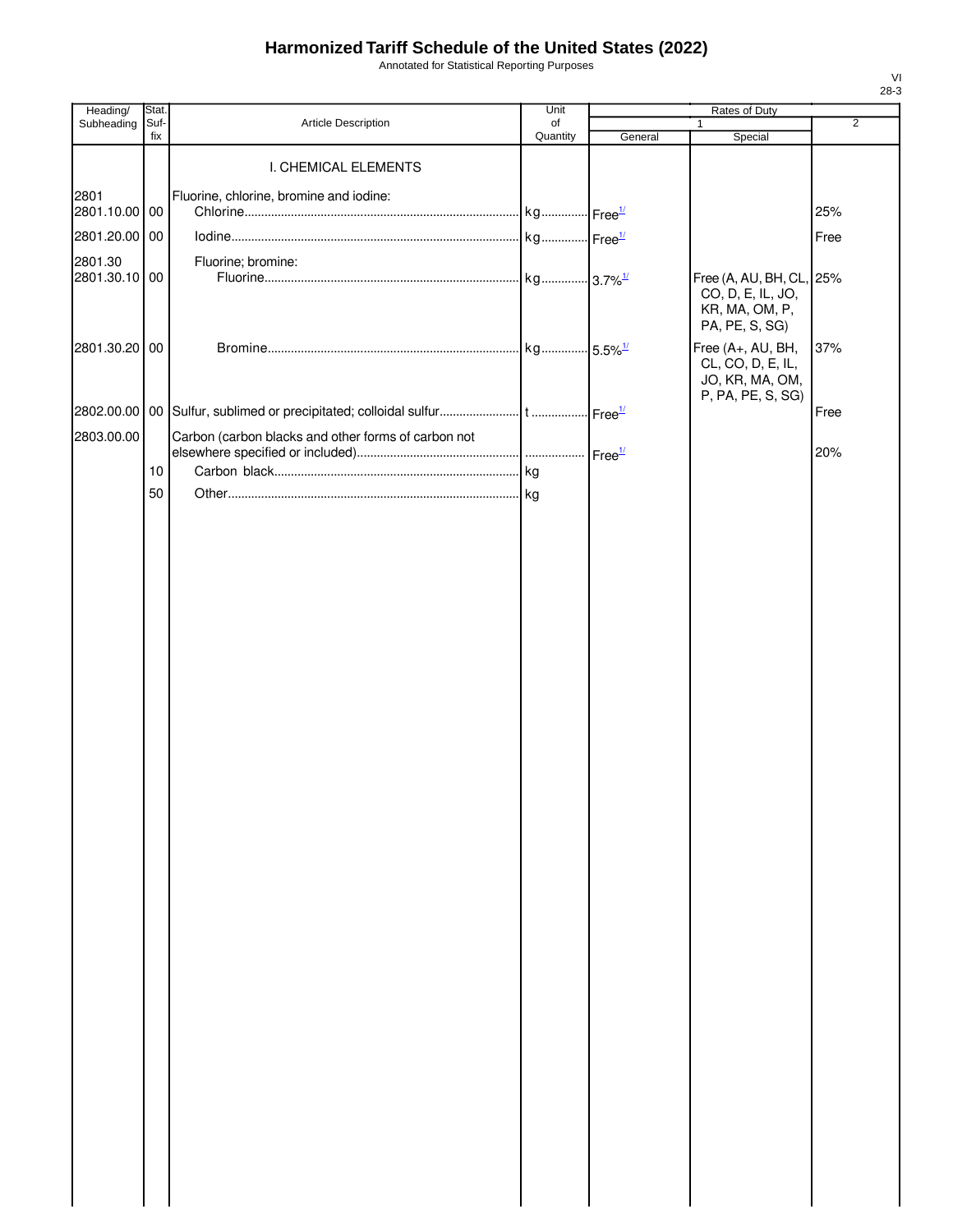# Harmonized Tariff Schedule of the United States (2022)

Annotated for Statistical Reporting Purposes

| Heading/ Subheading | Stat. Suf- fix | Article Description | Unit of Quantity | Rates of Duty 1 General | Rates of Duty 1 Special | Rates of Duty 2 |
|---|---|---|---|---|---|---|
| | | I. CHEMICAL ELEMENTS | | | | |
| 2801 | | Fluorine, chlorine, bromine and iodine: | | | | |
| 2801.10.00 | 00 | Chlorine | kg | Free[1/] | | 25% |
| 2801.20.00 | 00 | Iodine | kg | Free[1/] | | Free |
| 2801.30 | | Fluorine; bromine: | | | | |
| 2801.30.10 | 00 | Fluorine | kg | 3.7%[1/] | Free (A, AU, BH, CL, CO, D, E, IL, JO, KR, MA, OM, P, PA, PE, S, SG) | 25% |
| 2801.30.20 | 00 | Bromine | kg | 5.5%[1/] | Free (A+, AU, BH, CL, CO, D, E, IL, JO, KR, MA, OM, P, PA, PE, S, SG) | 37% |
| 2802.00.00 | 00 | Sulfur, sublimed or precipitated; colloidal sulfur | t | Free[1/] | | Free |
| 2803.00.00 | | Carbon (carbon blacks and other forms of carbon not elsewhere specified or included) | | Free[1/] | | 20% |
| | 10 | Carbon black | kg | | | |
| | 50 | Other | kg | | | |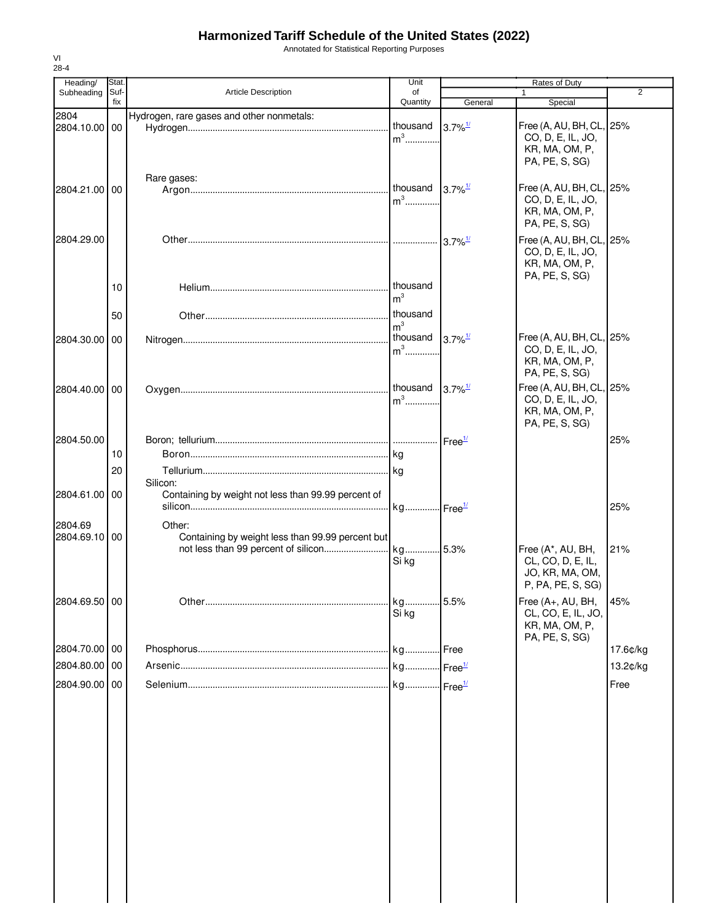# Harmonized Tariff Schedule of the United States (2022)

Annotated for Statistical Reporting Purposes

VI
28-4

| Heading/ Subheading | Stat. Suf-fix | Article Description | Unit of Quantity | Rates of Duty 1 General | Rates of Duty 1 Special | 2 |
|---|---|---|---|---|---|---|
| 2804 | | Hydrogen, rare gases and other nonmetals: | | | | |
| 2804.10.00 | 00 | Hydrogen | thousand $m^3$ | 3.7%[1/] | Free (A, AU, BH, CL, CO, D, E, IL, JO, KR, MA, OM, P, PA, PE, S, SG) | 25% |
| | | Rare gases: | | | | |
| 2804.21.00 | 00 | Argon | thousand $m^3$ | 3.7%[1/] | Free (A, AU, BH, CL, CO, D, E, IL, JO, KR, MA, OM, P, PA, PE, S, SG) | 25% |
| 2804.29.00 | | Other | | 3.7%[1/] | Free (A, AU, BH, CL, CO, D, E, IL, JO, KR, MA, OM, P, PA, PE, S, SG) | 25% |
| | 10 | Helium | thousand $m^3$ | | | |
| | 50 | Other | thousand $m^3$ | | | |
| 2804.30.00 | 00 | Nitrogen | thousand $m^3$ | 3.7%[1/] | Free (A, AU, BH, CL, CO, D, E, IL, JO, KR, MA, OM, P, PA, PE, S, SG) | 25% |
| 2804.40.00 | 00 | Oxygen | thousand $m^3$ | 3.7%[1/] | Free (A, AU, BH, CL, CO, D, E, IL, JO, KR, MA, OM, P, PA, PE, S, SG) | 25% |
| 2804.50.00 | | Boron; tellurium | | Free[1/] | | 25% |
| | 10 | Boron | kg | | | |
| | 20 | Tellurium | kg | | | |
| | | Silicon: | | | | |
| 2804.61.00 | 00 | Containing by weight not less than 99.99 percent of silicon | kg | Free[1/] | | 25% |
| 2804.69 | | Other: | | | | |
| 2804.69.10 | 00 | Containing by weight less than 99.99 percent but not less than 99 percent of silicon | kg Si kg | 5.3% | Free (A*, AU, BH, CL, CO, D, E, IL, JO, KR, MA, OM, P, PA, PE, S, SG) | 21% |
| 2804.69.50 | 00 | Other | kg Si kg | 5.5% | Free (A+, AU, BH, CL, CO, E, IL, JO, KR, MA, OM, P, PA, PE, S, SG) | 45% |
| 2804.70.00 | 00 | Phosphorus | kg | Free | | 17.6¢/kg |
| 2804.80.00 | 00 | Arsenic | kg | Free[1/] | | 13.2¢/kg |
| 2804.90.00 | 00 | Selenium | kg | Free[1/] | | Free |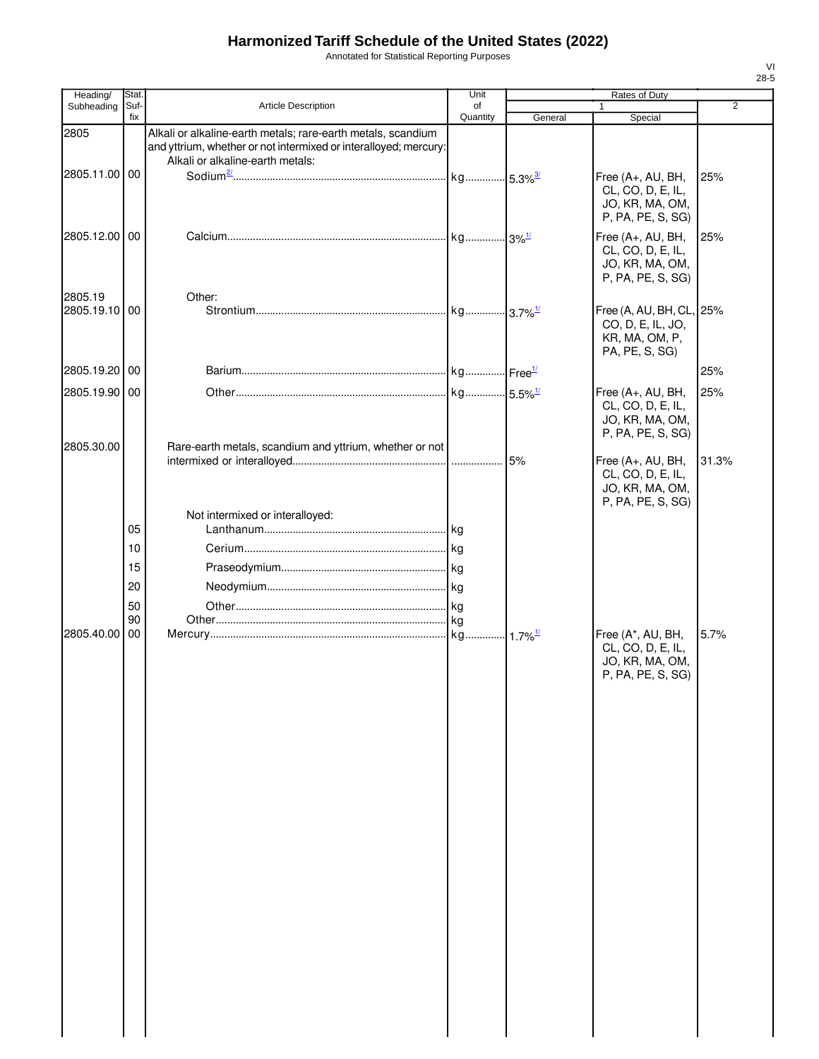# Harmonized Tariff Schedule of the United States (2022)

Annotated for Statistical Reporting Purposes

VI
28-5

| Heading/ Subheading | Stat. Suf- fix | Article Description | Unit of Quantity | Rates of Duty 1 General | Special | 2 |
|---|---|---|---|---|---|---|
| 2805 | | Alkali or alkaline-earth metals; rare-earth metals, scandium and yttrium, whether or not intermixed or interalloyed; mercury: | | | | |
| | | Alkali or alkaline-earth metals: | | | | |
| 2805.11.00 | 00 | Sodium[2/] | kg | 5.3%[3/] | Free (A+, AU, BH, CL, CO, D, E, IL, JO, KR, MA, OM, P, PA, PE, S, SG) | 25% |
| 2805.12.00 | 00 | Calcium | kg | 3%[1/] | Free (A+, AU, BH, CL, CO, D, E, IL, JO, KR, MA, OM, P, PA, PE, S, SG) | 25% |
| 2805.19 | | Other: | | | | |
| 2805.19.10 | 00 | Strontium | kg | 3.7%[1/] | Free (A, AU, BH, CL, CO, D, E, IL, JO, KR, MA, OM, P, PA, PE, S, SG) | 25% |
| 2805.19.20 | 00 | Barium | kg | Free[1/] | | 25% |
| 2805.19.90 | 00 | Other | kg | 5.5%[1/] | Free (A+, AU, BH, CL, CO, D, E, IL, JO, KR, MA, OM, P, PA, PE, S, SG) | 25% |
| 2805.30.00 | | Rare-earth metals, scandium and yttrium, whether or not intermixed or interalloyed | | 5% | Free (A+, AU, BH, CL, CO, D, E, IL, JO, KR, MA, OM, P, PA, PE, S, SG) | 31.3% |
| | | Not intermixed or interalloyed: | | | | |
| | 05 | Lanthanum | kg | | | |
| | 10 | Cerium | kg | | | |
| | 15 | Praseodymium | kg | | | |
| | 20 | Neodymium | kg | | | |
| | 50 | Other | kg | | | |
| | 90 | Other | kg | | | |
| 2805.40.00 | 00 | Mercury | kg | 1.7%[1/] | Free (A*, AU, BH, CL, CO, D, E, IL, JO, KR, MA, OM, P, PA, PE, S, SG) | 5.7% |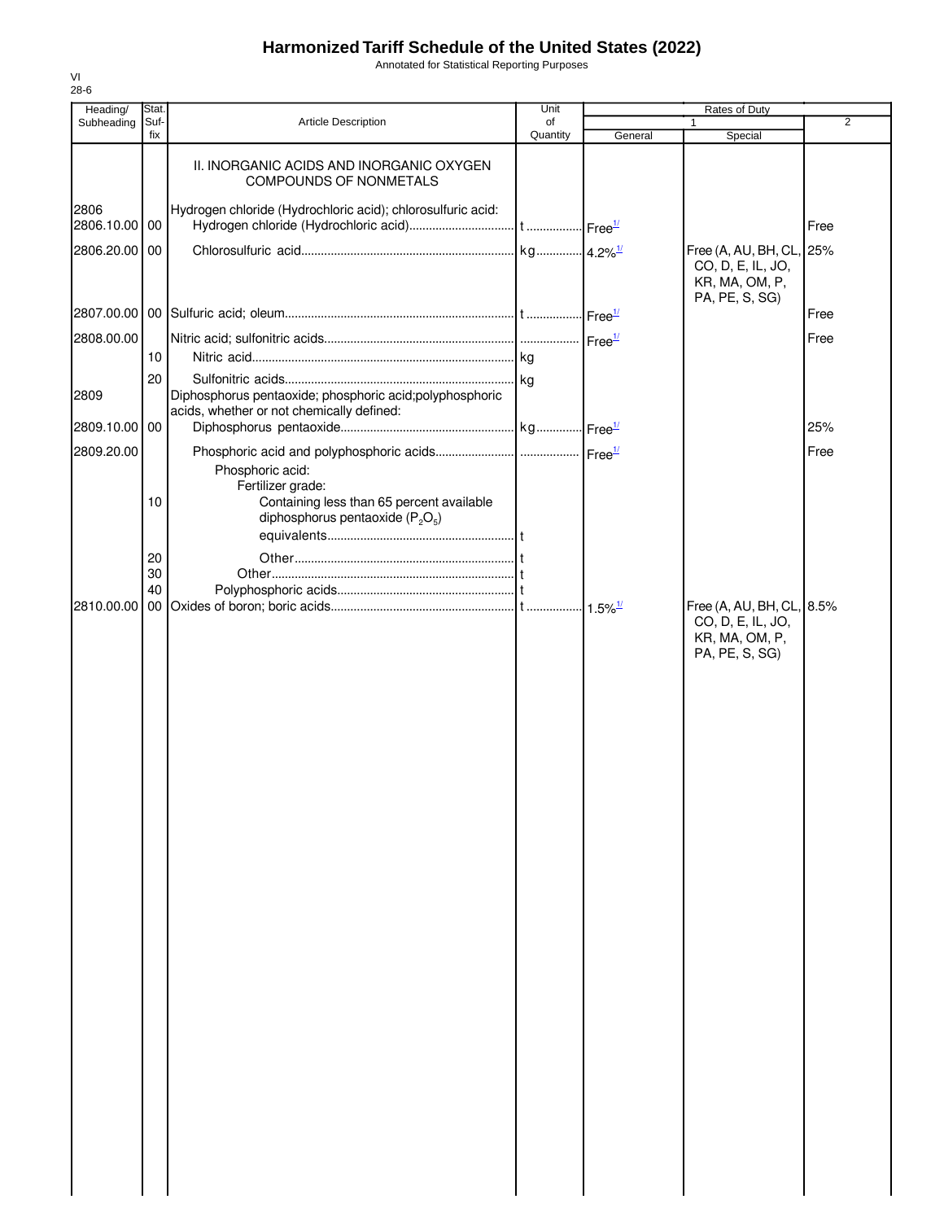# Harmonized Tariff Schedule of the United States (2022)

Annotated for Statistical Reporting Purposes

VI
28-6

| Heading/ Subheading | Stat. Suf- fix | Article Description | Unit of Quantity | Rates of Duty 1 General | Special | 2 |
|---|---|---|---|---|---|---|
| | | II. INORGANIC ACIDS AND INORGANIC OXYGEN COMPOUNDS OF NONMETALS | | | | |
| 2806 | | Hydrogen chloride (Hydrochloric acid); chlorosulfuric acid: | | | | |
| 2806.10.00 | 00 | Hydrogen chloride (Hydrochloric acid) | t | Free[1/] | | Free |
| 2806.20.00 | 00 | Chlorosulfuric acid | kg | 4.2%[1/] | Free (A, AU, BH, CL, CO, D, E, IL, JO, KR, MA, OM, P, PA, PE, S, SG) | 25% |
| 2807.00.00 | 00 | Sulfuric acid; oleum | t | Free[1/] | | Free |
| 2808.00.00 | | Nitric acid; sulfonitric acids | | Free[1/] | | Free |
| | 10 | Nitric acid | kg | | | |
| | 20 | Sulfonitric acids | kg | | | |
| 2809 | | Diphosphorus pentaoxide; phosphoric acid;polyphosphoric acids, whether or not chemically defined: | | | | |
| 2809.10.00 | 00 | Diphosphorus pentaoxide | kg | Free[1/] | | 25% |
| 2809.20.00 | | Phosphoric acid and polyphosphoric acids | | Free[1/] | | Free |
| | | Phosphoric acid: | | | | |
| | | Fertilizer grade: | | | | |
| | 10 | Containing less than 65 percent available diphosphorus pentaoxide ($P_2O_5$) equivalents | t | | | |
| | 20 | Other | t | | | |
| | 30 | Other | t | | | |
| | 40 | Polyphosphoric acids | t | | | |
| 2810.00.00 | 00 | Oxides of boron; boric acids | t | 1.5%[1/] | Free (A, AU, BH, CL, CO, D, E, IL, JO, KR, MA, OM, P, PA, PE, S, SG) | 8.5% |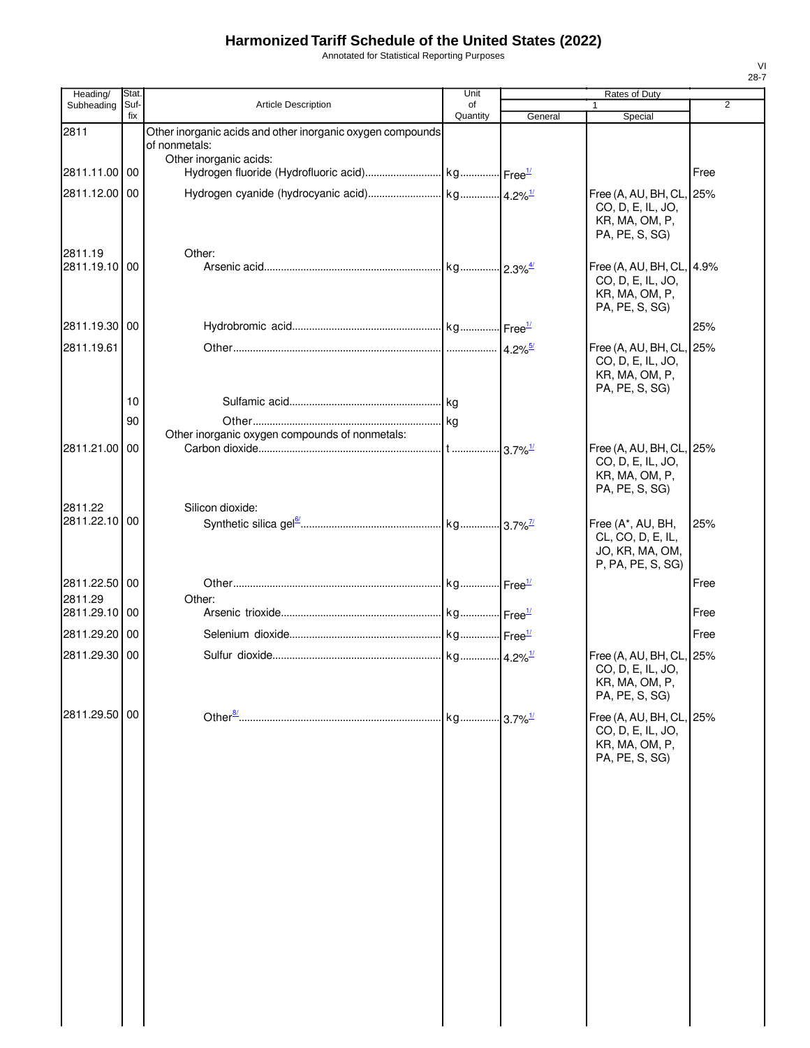# Harmonized Tariff Schedule of the United States (2022)

Annotated for Statistical Reporting Purposes

| Heading/ Subheading | Stat. Suf- fix | Article Description | Unit of Quantity | Rates of Duty 1 General | Rates of Duty 1 Special | Rates of Duty 2 |
|---|---|---|---|---|---|---|
| 2811 | | Other inorganic acids and other inorganic oxygen compounds of nonmetals: | | | | |
| | | Other inorganic acids: | | | | |
| 2811.11.00 | 00 | Hydrogen fluoride (Hydrofluoric acid) | kg | Free[1/] | | Free |
| 2811.12.00 | 00 | Hydrogen cyanide (hydrocyanic acid) | kg | 4.2%[1/] | Free (A, AU, BH, CL, CO, D, E, IL, JO, KR, MA, OM, P, PA, PE, S, SG) | 25% |
| 2811.19 | | Other: | | | | |
| 2811.19.10 | 00 | Arsenic acid | kg | 2.3%[4/] | Free (A, AU, BH, CL, CO, D, E, IL, JO, KR, MA, OM, P, PA, PE, S, SG) | 4.9% |
| 2811.19.30 | 00 | Hydrobromic acid | kg | Free[1/] | | 25% |
| 2811.19.61 | | Other | | 4.2%[5/] | Free (A, AU, BH, CL, CO, D, E, IL, JO, KR, MA, OM, P, PA, PE, S, SG) | 25% |
| | 10 | Sulfamic acid | kg | | | |
| | 90 | Other | kg | | | |
| | | Other inorganic oxygen compounds of nonmetals: | | | | |
| 2811.21.00 | 00 | Carbon dioxide | t | 3.7%[1/] | Free (A, AU, BH, CL, CO, D, E, IL, JO, KR, MA, OM, P, PA, PE, S, SG) | 25% |
| 2811.22 | | Silicon dioxide: | | | | |
| 2811.22.10 | 00 | Synthetic silica gel[6/] | kg | 3.7%[7/] | Free (A*, AU, BH, CL, CO, D, E, IL, JO, KR, MA, OM, P, PA, PE, S, SG) | 25% |
| 2811.22.50 | 00 | Other | kg | Free[1/] | | Free |
| 2811.29 | | Other: | | | | |
| 2811.29.10 | 00 | Arsenic trioxide | kg | Free[1/] | | Free |
| 2811.29.20 | 00 | Selenium dioxide | kg | Free[1/] | | Free |
| 2811.29.30 | 00 | Sulfur dioxide | kg | 4.2%[1/] | Free (A, AU, BH, CL, CO, D, E, IL, JO, KR, MA, OM, P, PA, PE, S, SG) | 25% |
| 2811.29.50 | 00 | Other[8/] | kg | 3.7%[1/] | Free (A, AU, BH, CL, CO, D, E, IL, JO, KR, MA, OM, P, PA, PE, S, SG) | 25% |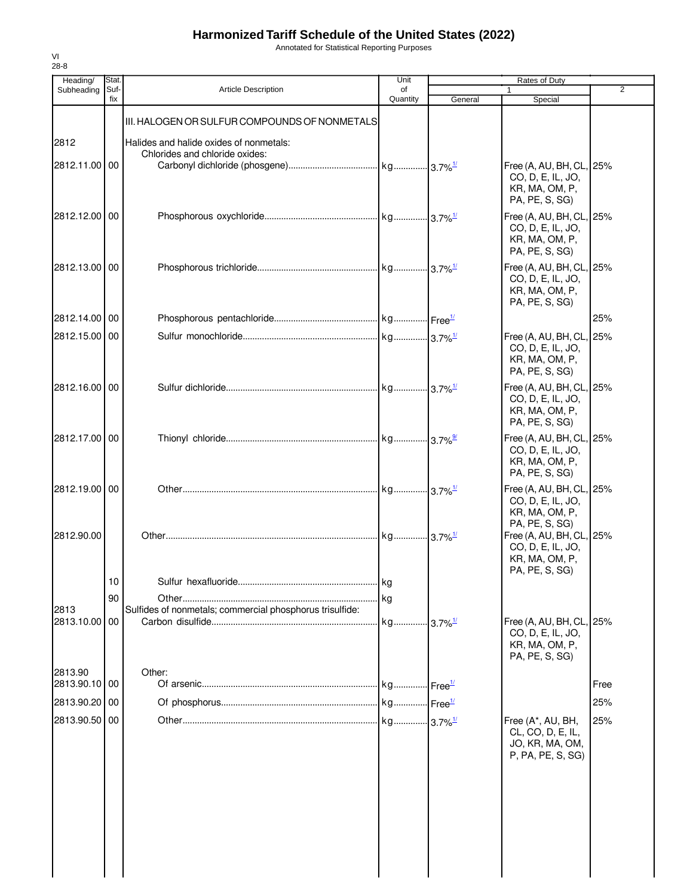# Harmonized Tariff Schedule of the United States (2022)

Annotated for Statistical Reporting Purposes

VI
28-8

| Heading/ Subheading | Stat. Suf-fix | Article Description | Unit of Quantity | Rates of Duty 1 General | Special | 2 |
|---|---|---|---|---|---|---|
| | | III. HALOGEN OR SULFUR COMPOUNDS OF NONMETALS | | | | |
| 2812 | | Halides and halide oxides of nonmetals: | | | | |
| | | Chlorides and chloride oxides: | | | | |
| 2812.11.00 | 00 | Carbonyl dichloride (phosgene) | kg | 3.7%[1/] | Free (A, AU, BH, CL, CO, D, E, IL, JO, KR, MA, OM, P, PA, PE, S, SG) | 25% |
| 2812.12.00 | 00 | Phosphorous oxychloride | kg | 3.7%[1/] | Free (A, AU, BH, CL, CO, D, E, IL, JO, KR, MA, OM, P, PA, PE, S, SG) | 25% |
| 2812.13.00 | 00 | Phosphorous trichloride | kg | 3.7%[1/] | Free (A, AU, BH, CL, CO, D, E, IL, JO, KR, MA, OM, P, PA, PE, S, SG) | 25% |
| 2812.14.00 | 00 | Phosphorous pentachloride | kg | Free[1/] | | 25% |
| 2812.15.00 | 00 | Sulfur monochloride | kg | 3.7%[1/] | Free (A, AU, BH, CL, CO, D, E, IL, JO, KR, MA, OM, P, PA, PE, S, SG) | 25% |
| 2812.16.00 | 00 | Sulfur dichloride | kg | 3.7%[1/] | Free (A, AU, BH, CL, CO, D, E, IL, JO, KR, MA, OM, P, PA, PE, S, SG) | 25% |
| 2812.17.00 | 00 | Thionyl chloride | kg | 3.7%[9/] | Free (A, AU, BH, CL, CO, D, E, IL, JO, KR, MA, OM, P, PA, PE, S, SG) | 25% |
| 2812.19.00 | 00 | Other | kg | 3.7%[1/] | Free (A, AU, BH, CL, CO, D, E, IL, JO, KR, MA, OM, P, PA, PE, S, SG) | 25% |
| 2812.90.00 | | Other | kg | 3.7%[1/] | Free (A, AU, BH, CL, CO, D, E, IL, JO, KR, MA, OM, P, PA, PE, S, SG) | 25% |
| | 10 | Sulfur hexafluoride | kg | | | |
| | 90 | Other | kg | | | |
| 2813 | | Sulfides of nonmetals; commercial phosphorus trisulfide: | | | | |
| 2813.10.00 | 00 | Carbon disulfide | kg | 3.7%[1/] | Free (A, AU, BH, CL, CO, D, E, IL, JO, KR, MA, OM, P, PA, PE, S, SG) | 25% |
| 2813.90 | | Other: | | | | |
| 2813.90.10 | 00 | Of arsenic | kg | Free[1/] | | Free |
| 2813.90.20 | 00 | Of phosphorus | kg | Free[1/] | | 25% |
| 2813.90.50 | 00 | Other | kg | 3.7%[1/] | Free (A*, AU, BH, CL, CO, D, E, IL, JO, KR, MA, OM, P, PA, PE, S, SG) | 25% |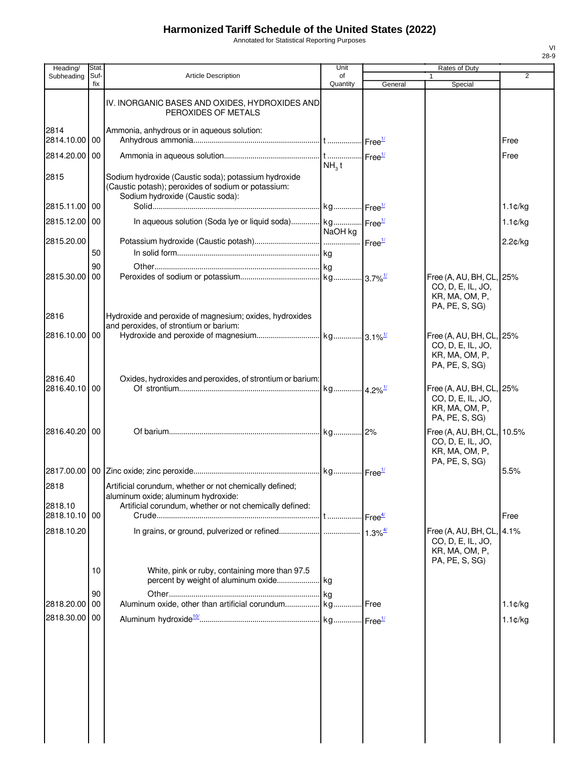# Harmonized Tariff Schedule of the United States (2022)

Annotated for Statistical Reporting Purposes

| Heading/ Subheading | Stat. Suf-fix | Article Description | Unit of Quantity | Rates of Duty 1 General | Special | 2 |
|---|---|---|---|---|---|---|
| | | IV. INORGANIC BASES AND OXIDES, HYDROXIDES AND PEROXIDES OF METALS | | | | |
| 2814 | | Ammonia, anhydrous or in aqueous solution: | | | | |
| 2814.10.00 | 00 | Anhydrous ammonia | t | Free[1/] | | Free |
| 2814.20.00 | 00 | Ammonia in aqueous solution | t $NH_3$ t | Free[1/] | | Free |
| 2815 | | Sodium hydroxide (Caustic soda); potassium hydroxide (Caustic potash); peroxides of sodium or potassium: | | | | |
| | | Sodium hydroxide (Caustic soda): | | | | |
| 2815.11.00 | 00 | Solid | kg | Free[1/] | | 1.1¢/kg |
| 2815.12.00 | 00 | In aqueous solution (Soda lye or liquid soda) | kg NaOH kg | Free[1/] | | 1.1¢/kg |
| 2815.20.00 | | Potassium hydroxide (Caustic potash) | | Free[1/] | | 2.2¢/kg |
| | 50 | In solid form | kg | | | |
| | 90 | Other | kg | | | |
| 2815.30.00 | 00 | Peroxides of sodium or potassium | kg | 3.7%[1/] | Free (A, AU, BH, CL, CO, D, E, IL, JO, KR, MA, OM, P, PA, PE, S, SG) | 25% |
| 2816 | | Hydroxide and peroxide of magnesium; oxides, hydroxides and peroxides, of strontium or barium: | | | | |
| 2816.10.00 | 00 | Hydroxide and peroxide of magnesium | kg | 3.1%[1/] | Free (A, AU, BH, CL, CO, D, E, IL, JO, KR, MA, OM, P, PA, PE, S, SG) | 25% |
| 2816.40 | | Oxides, hydroxides and peroxides, of strontium or barium: | | | | |
| 2816.40.10 | 00 | Of strontium | kg | 4.2%[1/] | Free (A, AU, BH, CL, CO, D, E, IL, JO, KR, MA, OM, P, PA, PE, S, SG) | 25% |
| 2816.40.20 | 00 | Of barium | kg | 2% | Free (A, AU, BH, CL, CO, D, E, IL, JO, KR, MA, OM, P, PA, PE, S, SG) | 10.5% |
| 2817.00.00 | 00 | Zinc oxide; zinc peroxide | kg | Free[1/] | | 5.5% |
| 2818 | | Artificial corundum, whether or not chemically defined; aluminum oxide; aluminum hydroxide: | | | | |
| 2818.10 | | Artificial corundum, whether or not chemically defined: | | | | |
| 2818.10.10 | 00 | Crude | t | Free[4/] | | Free |
| 2818.10.20 | | In grains, or ground, pulverized or refined | | 1.3%[4/] | Free (A, AU, BH, CL, CO, D, E, IL, JO, KR, MA, OM, P, PA, PE, S, SG) | 4.1% |
| | 10 | White, pink or ruby, containing more than 97.5 percent by weight of aluminum oxide | kg | | | |
| | 90 | Other | kg | | | |
| 2818.20.00 | 00 | Aluminum oxide, other than artificial corundum | kg | Free | | 1.1¢/kg |
| 2818.30.00 | 00 | Aluminum hydroxide[10/] | kg | Free[1/] | | 1.1¢/kg |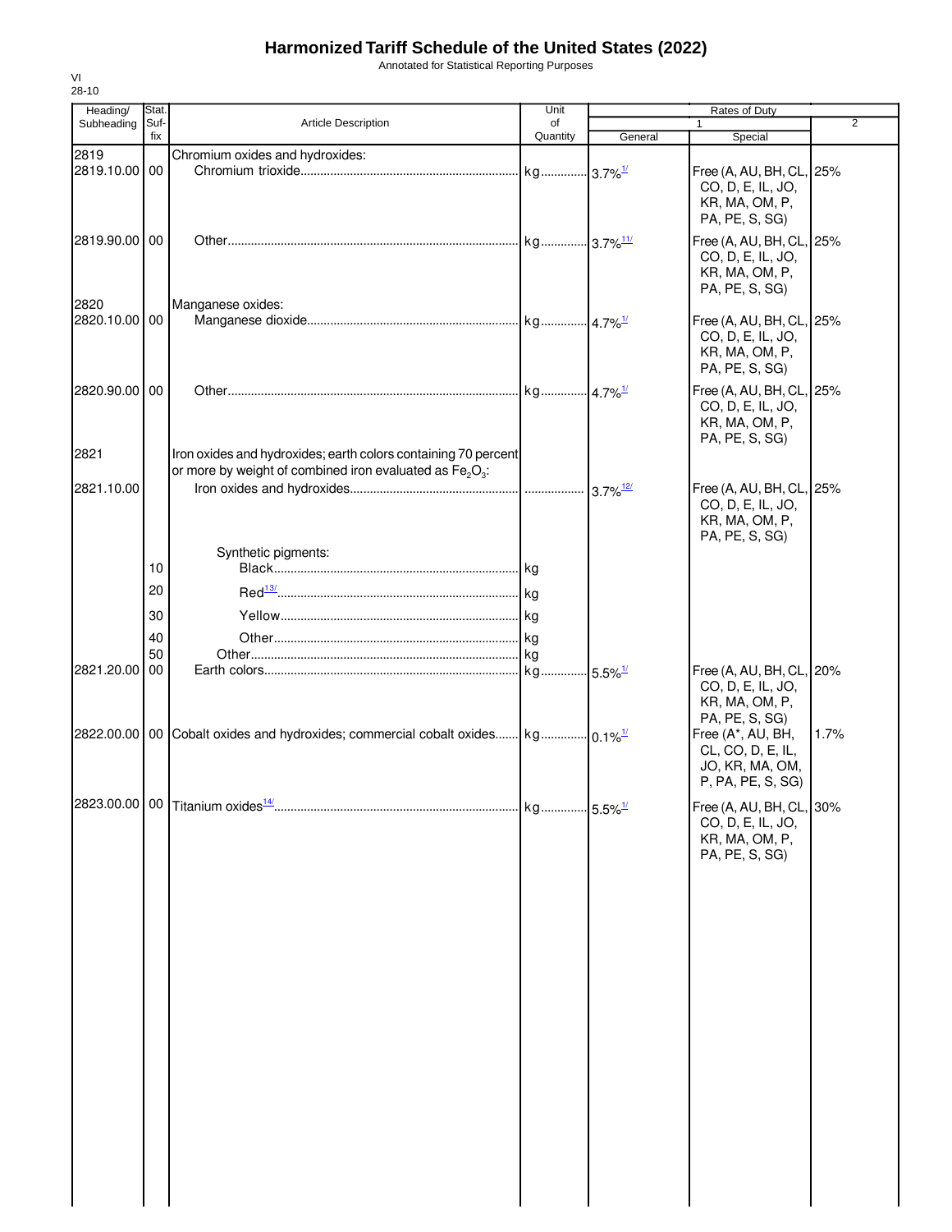# Harmonized Tariff Schedule of the United States (2022)

Annotated for Statistical Reporting Purposes

VI
28-10

| Heading/ Subheading | Stat. Suf- fix | Article Description | Unit of Quantity | Rates of Duty 1 General | Special | 2 |
|---|---|---|---|---|---|---|
| 2819 | | Chromium oxides and hydroxides: | | | | |
| 2819.10.00 | 00 | Chromium trioxide | kg | 3.7%[1/] | Free (A, AU, BH, CL, CO, D, E, IL, JO, KR, MA, OM, P, PA, PE, S, SG) | 25% |
| 2819.90.00 | 00 | Other | kg | 3.7%[11/] | Free (A, AU, BH, CL, CO, D, E, IL, JO, KR, MA, OM, P, PA, PE, S, SG) | 25% |
| 2820 | | Manganese oxides: | | | | |
| 2820.10.00 | 00 | Manganese dioxide | kg | 4.7%[1/] | Free (A, AU, BH, CL, CO, D, E, IL, JO, KR, MA, OM, P, PA, PE, S, SG) | 25% |
| 2820.90.00 | 00 | Other | kg | 4.7%[1/] | Free (A, AU, BH, CL, CO, D, E, IL, JO, KR, MA, OM, P, PA, PE, S, SG) | 25% |
| 2821 | | Iron oxides and hydroxides; earth colors containing 70 percent or more by weight of combined iron evaluated as $Fe_2O_3$: | | | | |
| 2821.10.00 | | Iron oxides and hydroxides | | 3.7%[12/] | Free (A, AU, BH, CL, CO, D, E, IL, JO, KR, MA, OM, P, PA, PE, S, SG) | 25% |
| | | Synthetic pigments: | | | | |
| | 10 | Black | kg | | | |
| | 20 | Red[13/] | kg | | | |
| | 30 | Yellow | kg | | | |
| | 40 | Other | kg | | | |
| | 50 | Other | kg | | | |
| 2821.20.00 | 00 | Earth colors | kg | 5.5%[1/] | Free (A, AU, BH, CL, CO, D, E, IL, JO, KR, MA, OM, P, PA, PE, S, SG) | 20% |
| 2822.00.00 | 00 | Cobalt oxides and hydroxides; commercial cobalt oxides | kg | 0.1%[1/] | Free (A*, AU, BH, CL, CO, D, E, IL, JO, KR, MA, OM, P, PA, PE, S, SG) | 1.7% |
| 2823.00.00 | 00 | Titanium oxides[14/] | kg | 5.5%[1/] | Free (A, AU, BH, CL, CO, D, E, IL, JO, KR, MA, OM, P, PA, PE, S, SG) | 30% |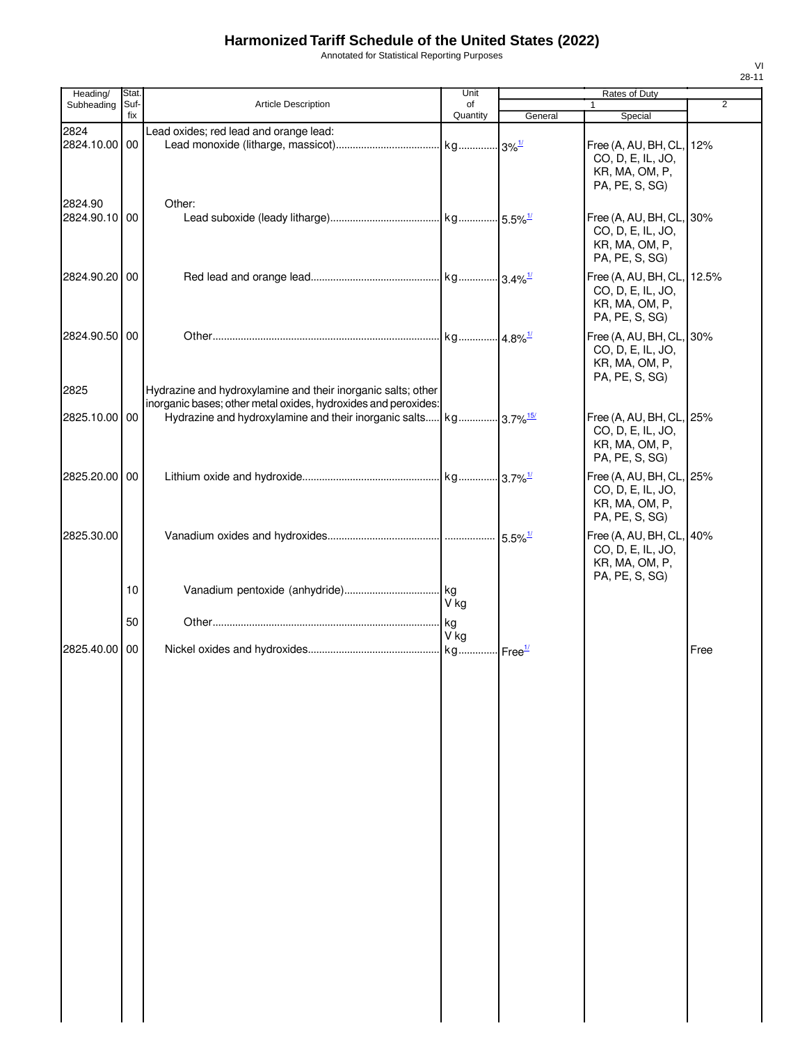# Harmonized Tariff Schedule of the United States (2022)

Annotated for Statistical Reporting Purposes

| Heading/ Subheading | Stat. Suf- fix | Article Description | Unit of Quantity | Rates of Duty 1 General | Rates of Duty 1 Special | Rates of Duty 2 |
|---|---|---|---|---|---|---|
| 2824 | | Lead oxides; red lead and orange lead: | | | | |
| 2824.10.00 | 00 | Lead monoxide (litharge, massicot) | kg | 3%[1/] | Free (A, AU, BH, CL, CO, D, E, IL, JO, KR, MA, OM, P, PA, PE, S, SG) | 12% |
| 2824.90 | | Other: | | | | |
| 2824.90.10 | 00 | Lead suboxide (leady litharge) | kg | 5.5%[1/] | Free (A, AU, BH, CL, CO, D, E, IL, JO, KR, MA, OM, P, PA, PE, S, SG) | 30% |
| 2824.90.20 | 00 | Red lead and orange lead | kg | 3.4%[1/] | Free (A, AU, BH, CL, CO, D, E, IL, JO, KR, MA, OM, P, PA, PE, S, SG) | 12.5% |
| 2824.90.50 | 00 | Other | kg | 4.8%[1/] | Free (A, AU, BH, CL, CO, D, E, IL, JO, KR, MA, OM, P, PA, PE, S, SG) | 30% |
| 2825 | | Hydrazine and hydroxylamine and their inorganic salts; other inorganic bases; other metal oxides, hydroxides and peroxides: | | | | |
| 2825.10.00 | 00 | Hydrazine and hydroxylamine and their inorganic salts | kg | 3.7%[15/] | Free (A, AU, BH, CL, CO, D, E, IL, JO, KR, MA, OM, P, PA, PE, S, SG) | 25% |
| 2825.20.00 | 00 | Lithium oxide and hydroxide | kg | 3.7%[1/] | Free (A, AU, BH, CL, CO, D, E, IL, JO, KR, MA, OM, P, PA, PE, S, SG) | 25% |
| 2825.30.00 | | Vanadium oxides and hydroxides | | 5.5%[1/] | Free (A, AU, BH, CL, CO, D, E, IL, JO, KR, MA, OM, P, PA, PE, S, SG) | 40% |
| | 10 | Vanadium pentoxide (anhydride) | kg V kg | | | |
| | 50 | Other | kg V kg | | | |
| 2825.40.00 | 00 | Nickel oxides and hydroxides | kg | Free[1/] | | Free |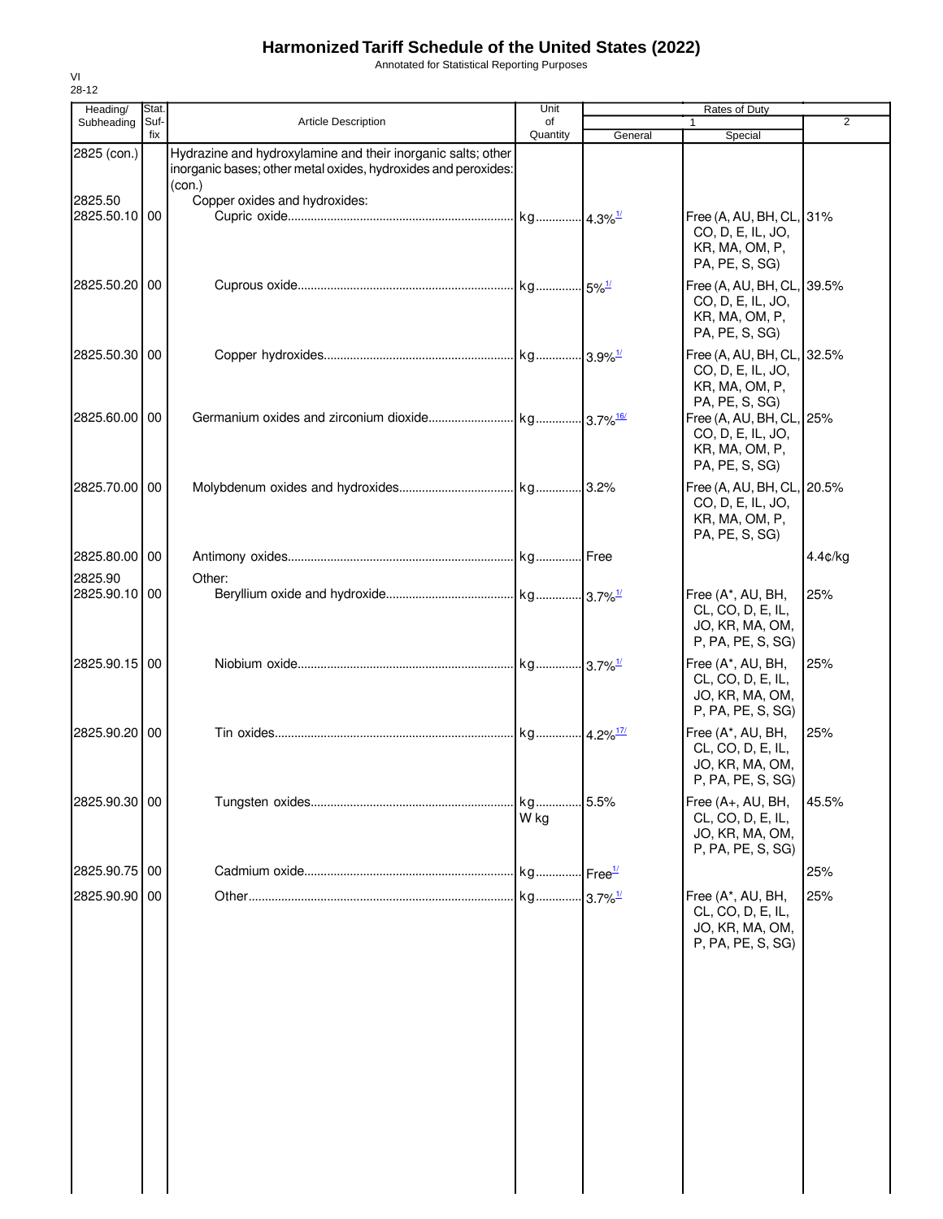# Harmonized Tariff Schedule of the United States (2022)

Annotated for Statistical Reporting Purposes

VI
28-12

| Heading/ Subheading | Stat. Suf- fix | Article Description | Unit of Quantity | Rates of Duty 1 General | Special | 2 |
|---|---|---|---|---|---|---|
| 2825 (con.) | | Hydrazine and hydroxylamine and their inorganic salts; other inorganic bases; other metal oxides, hydroxides and peroxides: (con.) | | | | |
| 2825.50 | | Copper oxides and hydroxides: | | | | |
| 2825.50.10 | 00 | Cupric oxide | kg | 4.3% 1/ | Free (A, AU, BH, CL, CO, D, E, IL, JO, KR, MA, OM, P, PA, PE, S, SG) | 31% |
| 2825.50.20 | 00 | Cuprous oxide | kg | 5% 1/ | Free (A, AU, BH, CL, CO, D, E, IL, JO, KR, MA, OM, P, PA, PE, S, SG) | 39.5% |
| 2825.50.30 | 00 | Copper hydroxides | kg | 3.9% 1/ | Free (A, AU, BH, CL, CO, D, E, IL, JO, KR, MA, OM, P, PA, PE, S, SG) | 32.5% |
| 2825.60.00 | 00 | Germanium oxides and zirconium dioxide | kg | 3.7% 16/ | Free (A, AU, BH, CL, CO, D, E, IL, JO, KR, MA, OM, P, PA, PE, S, SG) | 25% |
| 2825.70.00 | 00 | Molybdenum oxides and hydroxides | kg | 3.2% | Free (A, AU, BH, CL, CO, D, E, IL, JO, KR, MA, OM, P, PA, PE, S, SG) | 20.5% |
| 2825.80.00 | 00 | Antimony oxides | kg | Free | | 4.4¢/kg |
| 2825.90 | | Other: | | | | |
| 2825.90.10 | 00 | Beryllium oxide and hydroxide | kg | 3.7% 1/ | Free (A*, AU, BH, CL, CO, D, E, IL, JO, KR, MA, OM, P, PA, PE, S, SG) | 25% |
| 2825.90.15 | 00 | Niobium oxide | kg | 3.7% 1/ | Free (A*, AU, BH, CL, CO, D, E, IL, JO, KR, MA, OM, P, PA, PE, S, SG) | 25% |
| 2825.90.20 | 00 | Tin oxides | kg | 4.2% 17/ | Free (A*, AU, BH, CL, CO, D, E, IL, JO, KR, MA, OM, P, PA, PE, S, SG) | 25% |
| 2825.90.30 | 00 | Tungsten oxides | kg W kg | 5.5% | Free (A+, AU, BH, CL, CO, D, E, IL, JO, KR, MA, OM, P, PA, PE, S, SG) | 45.5% |
| 2825.90.75 | 00 | Cadmium oxide | kg | Free 1/ | | 25% |
| 2825.90.90 | 00 | Other | kg | 3.7% 1/ | Free (A*, AU, BH, CL, CO, D, E, IL, JO, KR, MA, OM, P, PA, PE, S, SG) | 25% |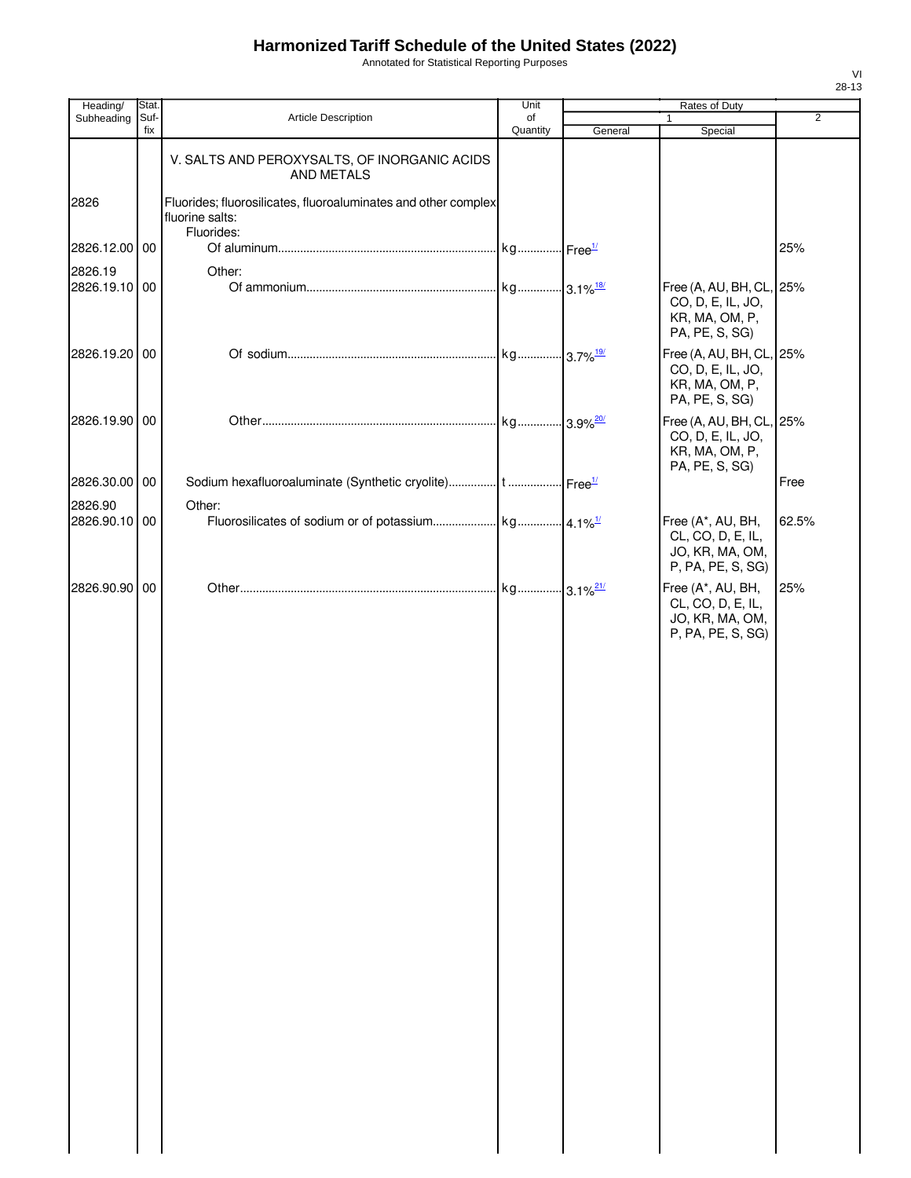# Harmonized Tariff Schedule of the United States (2022)

Annotated for Statistical Reporting Purposes

| Heading/ Subheading | Stat. Suf- fix | Article Description | Unit of Quantity | Rates of Duty 1 General | Rates of Duty 1 Special | Rates of Duty 2 |
|---|---|---|---|---|---|---|
| | | V. SALTS AND PEROXYSALTS, OF INORGANIC ACIDS AND METALS | | | | |
| 2826 | | Fluorides; fluorosilicates, fluoroaluminates and other complex fluorine salts: | | | | |
| | | Fluorides: | | | | |
| 2826.12.00 | 00 | Of aluminum | kg | Free[1/] | | 25% |
| 2826.19 | | Other: | | | | |
| 2826.19.10 | 00 | Of ammonium | kg | 3.1%[18/] | Free (A, AU, BH, CL, CO, D, E, IL, JO, KR, MA, OM, P, PA, PE, S, SG) | 25% |
| 2826.19.20 | 00 | Of sodium | kg | 3.7%[19/] | Free (A, AU, BH, CL, CO, D, E, IL, JO, KR, MA, OM, P, PA, PE, S, SG) | 25% |
| 2826.19.90 | 00 | Other | kg | 3.9%[20/] | Free (A, AU, BH, CL, CO, D, E, IL, JO, KR, MA, OM, P, PA, PE, S, SG) | 25% |
| 2826.30.00 | 00 | Sodium hexafluoroaluminate (Synthetic cryolite) | t | Free[1/] | | Free |
| 2826.90 | | Other: | | | | |
| 2826.90.10 | 00 | Fluorosilicates of sodium or of potassium | kg | 4.1%[1/] | Free (A*, AU, BH, CL, CO, D, E, IL, JO, KR, MA, OM, P, PA, PE, S, SG) | 62.5% |
| 2826.90.90 | 00 | Other | kg | 3.1%[21/] | Free (A*, AU, BH, CL, CO, D, E, IL, JO, KR, MA, OM, P, PA, PE, S, SG) | 25% |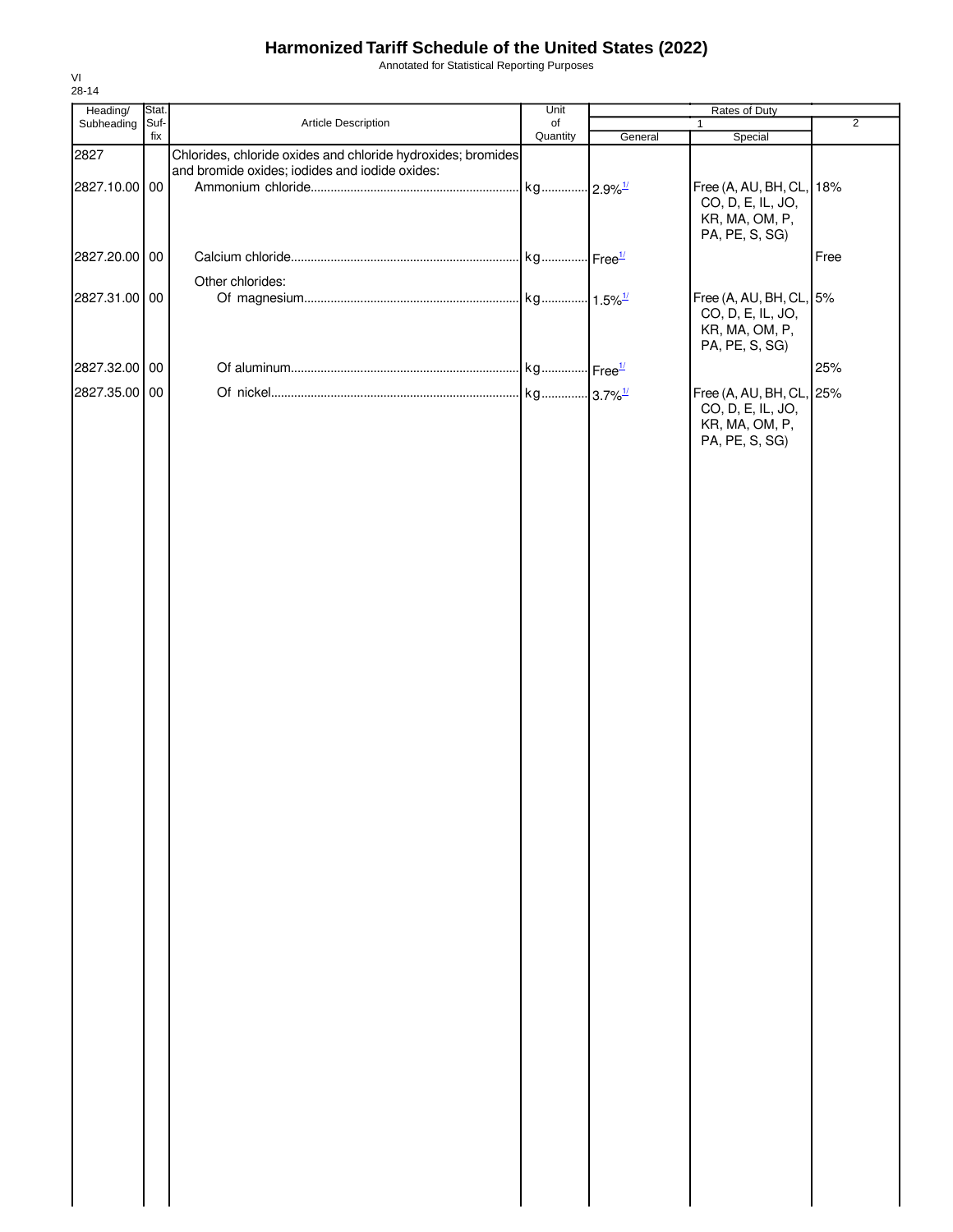# Harmonized Tariff Schedule of the United States (2022)

Annotated for Statistical Reporting Purposes

VI
28-14

| Heading/ Subheading | Stat. Suf-fix | Article Description | Unit of Quantity | Rates of Duty 1 General | Special | 2 |
|---|---|---|---|---|---|---|
| 2827 | | Chlorides, chloride oxides and chloride hydroxides; bromides and bromide oxides; iodides and iodide oxides: | | | | |
| 2827.10.00 | 00 | Ammonium chloride | kg | 2.9%[1/] | Free (A, AU, BH, CL, CO, D, E, IL, JO, KR, MA, OM, P, PA, PE, S, SG) | 18% |
| 2827.20.00 | 00 | Calcium chloride | kg | Free[1/] | | Free |
| | | Other chlorides: | | | | |
| 2827.31.00 | 00 | Of magnesium | kg | 1.5%[1/] | Free (A, AU, BH, CL, CO, D, E, IL, JO, KR, MA, OM, P, PA, PE, S, SG) | 5% |
| 2827.32.00 | 00 | Of aluminum | kg | Free[1/] | | 25% |
| 2827.35.00 | 00 | Of nickel | kg | 3.7%[1/] | Free (A, AU, BH, CL, CO, D, E, IL, JO, KR, MA, OM, P, PA, PE, S, SG) | 25% |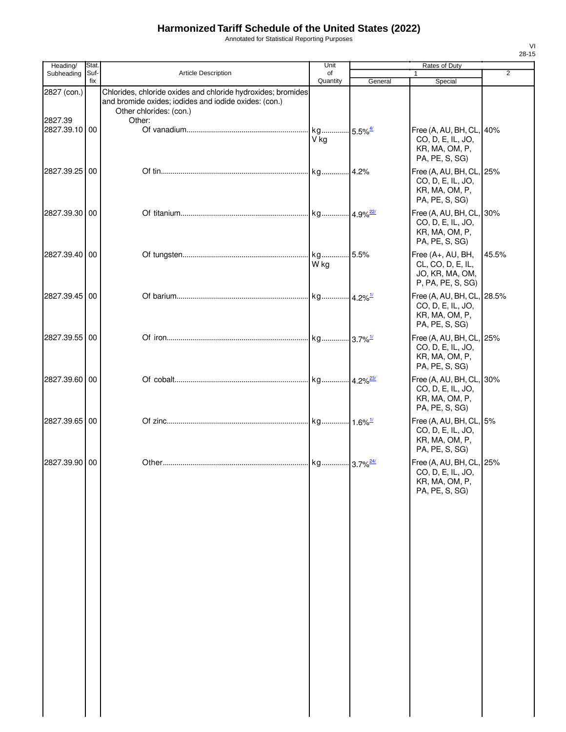# Harmonized Tariff Schedule of the United States (2022)

Annotated for Statistical Reporting Purposes

| Heading/ Subheading | Stat. Suf- fix | Article Description | Unit of Quantity | Rates of Duty 1 General | Rates of Duty 1 Special | Rates of Duty 2 |
|---|---|---|---|---|---|---|
| 2827 (con.) | | Chlorides, chloride oxides and chloride hydroxides; bromides and bromide oxides; iodides and iodide oxides: (con.) | | | | |
| | | Other chlorides: (con.) | | | | |
| 2827.39 | | Other: | | | | |
| 2827.39.10 | 00 | Of vanadium | kg V kg | 5.5% [4/] | Free (A, AU, BH, CL, CO, D, E, IL, JO, KR, MA, OM, P, PA, PE, S, SG) | 40% |
| 2827.39.25 | 00 | Of tin | kg | 4.2% | Free (A, AU, BH, CL, CO, D, E, IL, JO, KR, MA, OM, P, PA, PE, S, SG) | 25% |
| 2827.39.30 | 00 | Of titanium | kg | 4.9% [22/] | Free (A, AU, BH, CL, CO, D, E, IL, JO, KR, MA, OM, P, PA, PE, S, SG) | 30% |
| 2827.39.40 | 00 | Of tungsten | kg W kg | 5.5% | Free (A+, AU, BH, CL, CO, D, E, IL, JO, KR, MA, OM, P, PA, PE, S, SG) | 45.5% |
| 2827.39.45 | 00 | Of barium | kg | 4.2% [1/] | Free (A, AU, BH, CL, CO, D, E, IL, JO, KR, MA, OM, P, PA, PE, S, SG) | 28.5% |
| 2827.39.55 | 00 | Of iron | kg | 3.7% [1/] | Free (A, AU, BH, CL, CO, D, E, IL, JO, KR, MA, OM, P, PA, PE, S, SG) | 25% |
| 2827.39.60 | 00 | Of cobalt | kg | 4.2% [23/] | Free (A, AU, BH, CL, CO, D, E, IL, JO, KR, MA, OM, P, PA, PE, S, SG) | 30% |
| 2827.39.65 | 00 | Of zinc | kg | 1.6% [1/] | Free (A, AU, BH, CL, CO, D, E, IL, JO, KR, MA, OM, P, PA, PE, S, SG) | 5% |
| 2827.39.90 | 00 | Other | kg | 3.7% [24/] | Free (A, AU, BH, CL, CO, D, E, IL, JO, KR, MA, OM, P, PA, PE, S, SG) | 25% |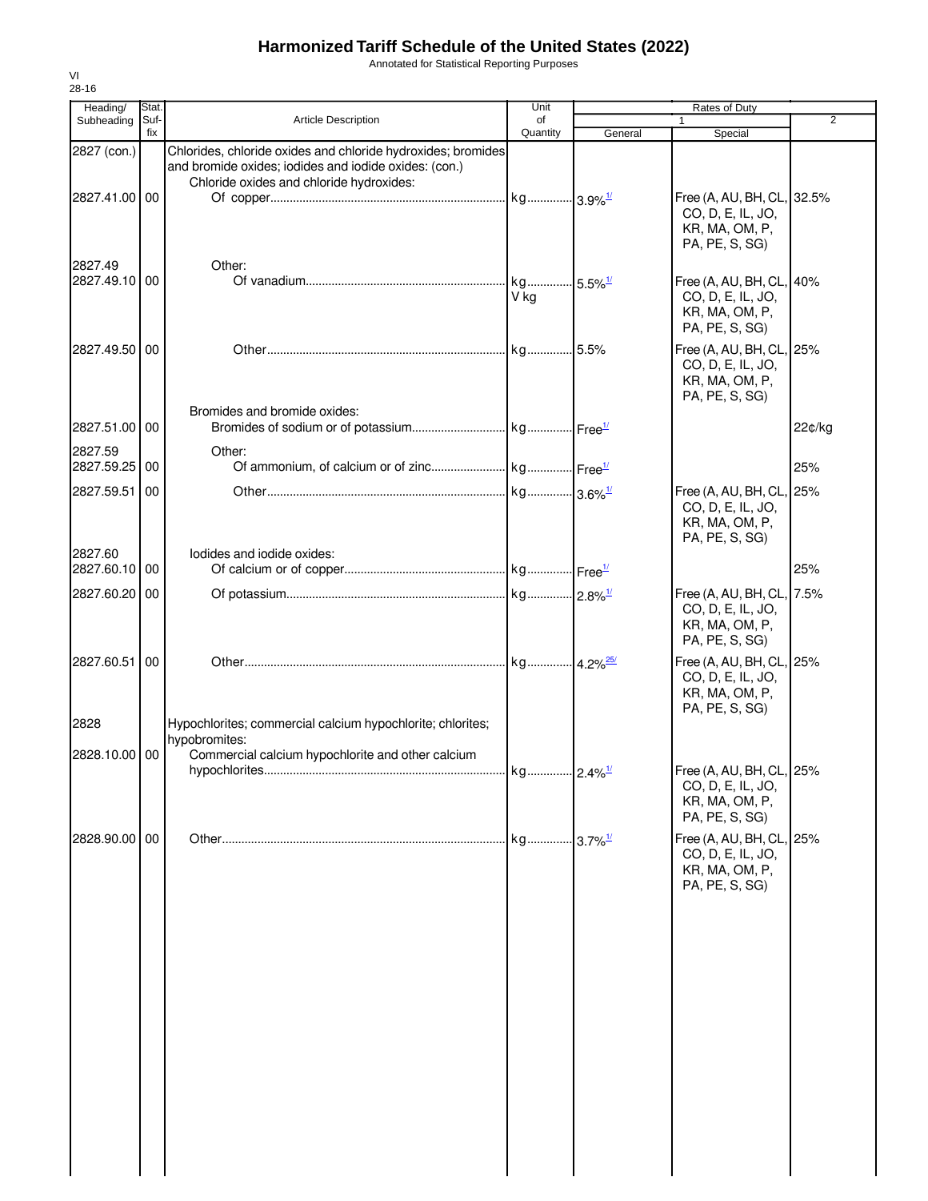# Harmonized Tariff Schedule of the United States (2022)

Annotated for Statistical Reporting Purposes

VI
28-16

| Heading/ Subheading | Stat. Suf- fix | Article Description | Unit of Quantity | Rates of Duty 1 General | Special | 2 |
|---|---|---|---|---|---|---|
| 2827 (con.) | | Chlorides, chloride oxides and chloride hydroxides; bromides and bromide oxides; iodides and iodide oxides: (con.) | | | | |
| | | Chloride oxides and chloride hydroxides: | | | | |
| 2827.41.00 | 00 | Of copper | kg | 3.9%[1/] | Free (A, AU, BH, CL, CO, D, E, IL, JO, KR, MA, OM, P, PA, PE, S, SG) | 32.5% |
| 2827.49 | | Other: | | | | |
| 2827.49.10 | 00 | Of vanadium | kg V kg | 5.5%[1/] | Free (A, AU, BH, CL, CO, D, E, IL, JO, KR, MA, OM, P, PA, PE, S, SG) | 40% |
| 2827.49.50 | 00 | Other | kg | 5.5% | Free (A, AU, BH, CL, CO, D, E, IL, JO, KR, MA, OM, P, PA, PE, S, SG) | 25% |
| | | Bromides and bromide oxides: | | | | |
| 2827.51.00 | 00 | Bromides of sodium or of potassium | kg | Free[1/] | | 22¢/kg |
| 2827.59 | | Other: | | | | |
| 2827.59.25 | 00 | Of ammonium, of calcium or of zinc | kg | Free[1/] | | 25% |
| 2827.59.51 | 00 | Other | kg | 3.6%[1/] | Free (A, AU, BH, CL, CO, D, E, IL, JO, KR, MA, OM, P, PA, PE, S, SG) | 25% |
| 2827.60 | | Iodides and iodide oxides: | | | | |
| 2827.60.10 | 00 | Of calcium or of copper | kg | Free[1/] | | 25% |
| 2827.60.20 | 00 | Of potassium | kg | 2.8%[1/] | Free (A, AU, BH, CL, CO, D, E, IL, JO, KR, MA, OM, P, PA, PE, S, SG) | 7.5% |
| 2827.60.51 | 00 | Other | kg | 4.2%[25/] | Free (A, AU, BH, CL, CO, D, E, IL, JO, KR, MA, OM, P, PA, PE, S, SG) | 25% |
| 2828 | | Hypochlorites; commercial calcium hypochlorite; chlorites; hypobromites: | | | | |
| 2828.10.00 | 00 | Commercial calcium hypochlorite and other calcium hypochlorites | kg | 2.4%[1/] | Free (A, AU, BH, CL, CO, D, E, IL, JO, KR, MA, OM, P, PA, PE, S, SG) | 25% |
| 2828.90.00 | 00 | Other | kg | 3.7%[1/] | Free (A, AU, BH, CL, CO, D, E, IL, JO, KR, MA, OM, P, PA, PE, S, SG) | 25% |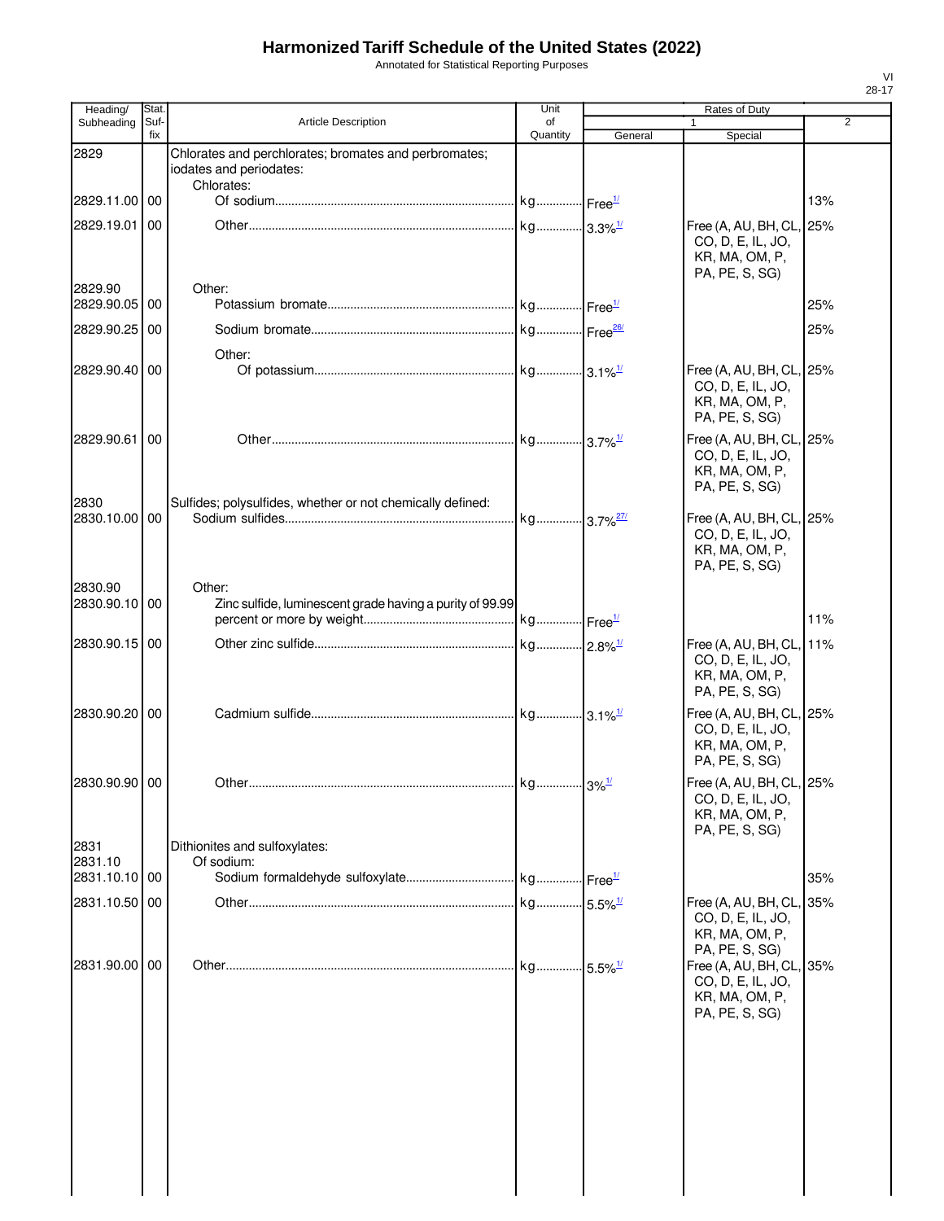# Harmonized Tariff Schedule of the United States (2022)

Annotated for Statistical Reporting Purposes

| Heading/ Subheading | Stat. Suf- fix | Article Description | Unit of Quantity | Rates of Duty 1 General | Rates of Duty 1 Special | Rates of Duty 2 |
|---|---|---|---|---|---|---|
| 2829 | | Chlorates and perchlorates; bromates and perbromates; iodates and periodates: | | | | |
| | | Chlorates: | | | | |
| 2829.11.00 | 00 | Of sodium | kg | Free[1/] | | 13% |
| 2829.19.01 | 00 | Other | kg | 3.3%[1/] | Free (A, AU, BH, CL, CO, D, E, IL, JO, KR, MA, OM, P, PA, PE, S, SG) | 25% |
| 2829.90 | | Other: | | | | |
| 2829.90.05 | 00 | Potassium bromate | kg | Free[1/] | | 25% |
| 2829.90.25 | 00 | Sodium bromate | kg | Free[26/] | | 25% |
| | | Other: | | | | |
| 2829.90.40 | 00 | Of potassium | kg | 3.1%[1/] | Free (A, AU, BH, CL, CO, D, E, IL, JO, KR, MA, OM, P, PA, PE, S, SG) | 25% |
| 2829.90.61 | 00 | Other | kg | 3.7%[1/] | Free (A, AU, BH, CL, CO, D, E, IL, JO, KR, MA, OM, P, PA, PE, S, SG) | 25% |
| 2830 | | Sulfides; polysulfides, whether or not chemically defined: | | | | |
| 2830.10.00 | 00 | Sodium sulfides | kg | 3.7%[27/] | Free (A, AU, BH, CL, CO, D, E, IL, JO, KR, MA, OM, P, PA, PE, S, SG) | 25% |
| 2830.90 | | Other: | | | | |
| 2830.90.10 | 00 | Zinc sulfide, luminescent grade having a purity of 99.99 percent or more by weight | kg | Free[1/] | | 11% |
| 2830.90.15 | 00 | Other zinc sulfide | kg | 2.8%[1/] | Free (A, AU, BH, CL, CO, D, E, IL, JO, KR, MA, OM, P, PA, PE, S, SG) | 11% |
| 2830.90.20 | 00 | Cadmium sulfide | kg | 3.1%[1/] | Free (A, AU, BH, CL, CO, D, E, IL, JO, KR, MA, OM, P, PA, PE, S, SG) | 25% |
| 2830.90.90 | 00 | Other | kg | 3%[1/] | Free (A, AU, BH, CL, CO, D, E, IL, JO, KR, MA, OM, P, PA, PE, S, SG) | 25% |
| 2831 | | Dithionites and sulfoxylates: | | | | |
| 2831.10 | | Of sodium: | | | | |
| 2831.10.10 | 00 | Sodium formaldehyde sulfoxylate | kg | Free[1/] | | 35% |
| 2831.10.50 | 00 | Other | kg | 5.5%[1/] | Free (A, AU, BH, CL, CO, D, E, IL, JO, KR, MA, OM, P, PA, PE, S, SG) | 35% |
| 2831.90.00 | 00 | Other | kg | 5.5%[1/] | Free (A, AU, BH, CL, CO, D, E, IL, JO, KR, MA, OM, P, PA, PE, S, SG) | 35% |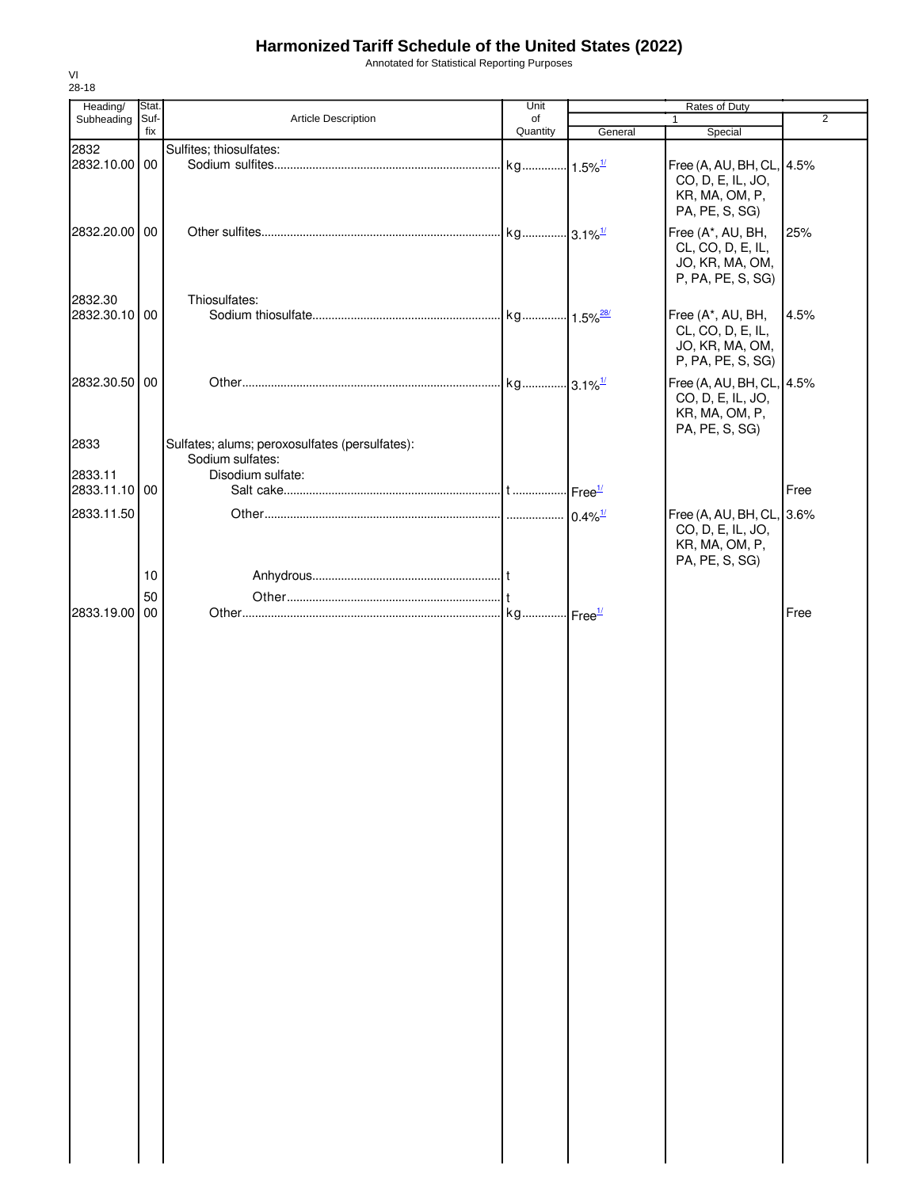# Harmonized Tariff Schedule of the United States (2022)

Annotated for Statistical Reporting Purposes

VI
28-18

| Heading/ Subheading | Stat. Suf- fix | Article Description | Unit of Quantity | Rates of Duty 1 General | Special | 2 |
|---|---|---|---|---|---|---|
| 2832 | | Sulfites; thiosulfates: | | | | |
| 2832.10.00 | 00 | Sodium sulfites | kg | 1.5%[1/] | Free (A, AU, BH, CL, CO, D, E, IL, JO, KR, MA, OM, P, PA, PE, S, SG) | 4.5% |
| 2832.20.00 | 00 | Other sulfites | kg | 3.1%[1/] | Free (A*, AU, BH, CL, CO, D, E, IL, JO, KR, MA, OM, P, PA, PE, S, SG) | 25% |
| 2832.30 | | Thiosulfates: | | | | |
| 2832.30.10 | 00 | Sodium thiosulfate | kg | 1.5%[28/] | Free (A*, AU, BH, CL, CO, D, E, IL, JO, KR, MA, OM, P, PA, PE, S, SG) | 4.5% |
| 2832.30.50 | 00 | Other | kg | 3.1%[1/] | Free (A, AU, BH, CL, CO, D, E, IL, JO, KR, MA, OM, P, PA, PE, S, SG) | 4.5% |
| 2833 | | Sulfates; alums; peroxosulfates (persulfates): | | | | |
| | | Sodium sulfates: | | | | |
| 2833.11 | | Disodium sulfate: | | | | |
| 2833.11.10 | 00 | Salt cake | t | Free[1/] | | Free |
| 2833.11.50 | | Other | | 0.4%[1/] | Free (A, AU, BH, CL, CO, D, E, IL, JO, KR, MA, OM, P, PA, PE, S, SG) | 3.6% |
| | 10 | Anhydrous | t | | | |
| | 50 | Other | t | | | |
| 2833.19.00 | 00 | Other | kg | Free[1/] | | Free |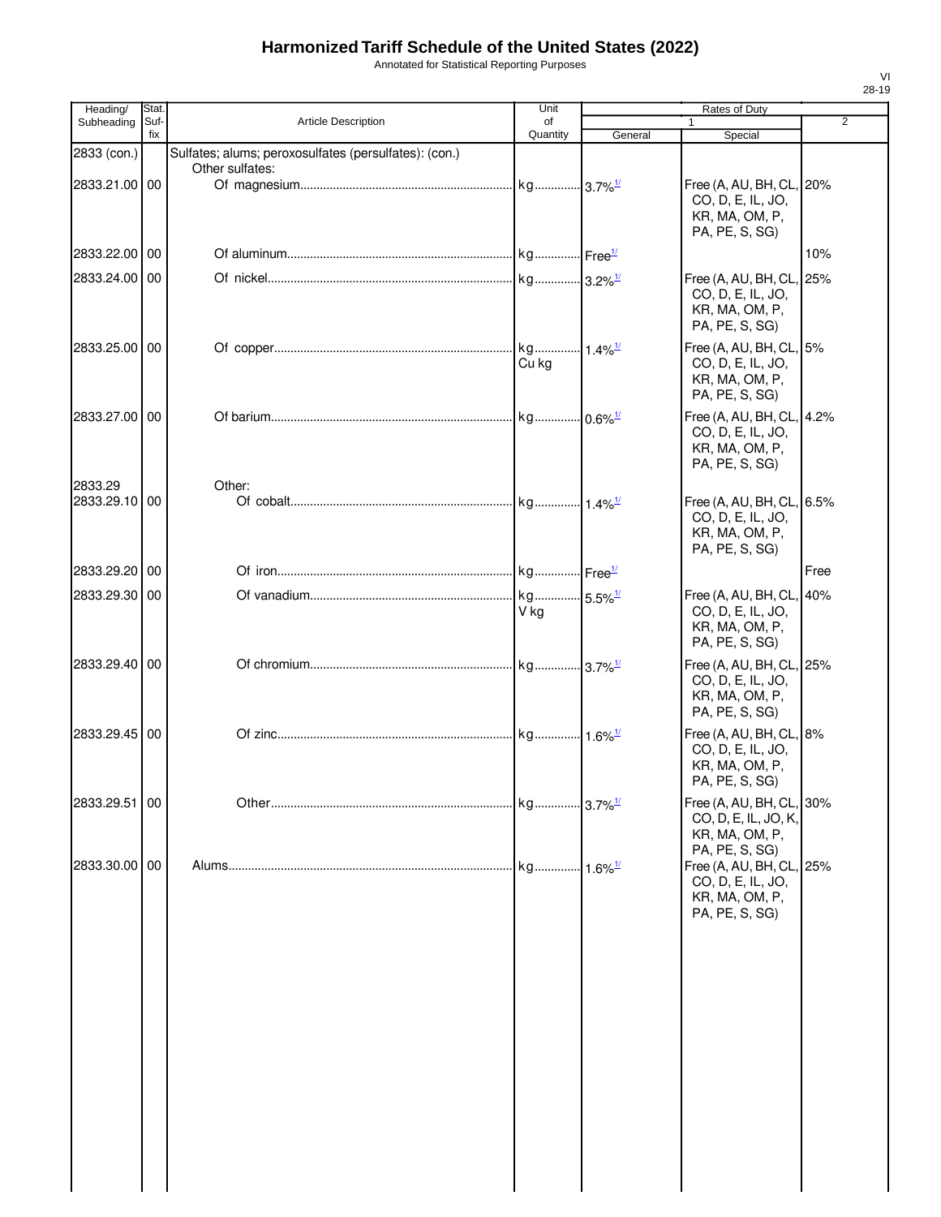# Harmonized Tariff Schedule of the United States (2022)

Annotated for Statistical Reporting Purposes

| Heading/ Subheading | Stat. Suf- fix | Article Description | Unit of Quantity | Rates of Duty 1 General | Special | 2 |
|---|---|---|---|---|---|---|
| 2833 (con.) | | Sulfates; alums; peroxosulfates (persulfates): (con.) | | | | |
| | | Other sulfates: | | | | |
| 2833.21.00 | 00 | Of magnesium | kg | 3.7%[1/] | Free (A, AU, BH, CL, CO, D, E, IL, JO, KR, MA, OM, P, PA, PE, S, SG) | 20% |
| 2833.22.00 | 00 | Of aluminum | kg | Free[1/] | | 10% |
| 2833.24.00 | 00 | Of nickel | kg | 3.2%[1/] | Free (A, AU, BH, CL, CO, D, E, IL, JO, KR, MA, OM, P, PA, PE, S, SG) | 25% |
| 2833.25.00 | 00 | Of copper | kg Cu kg | 1.4%[1/] | Free (A, AU, BH, CL, CO, D, E, IL, JO, KR, MA, OM, P, PA, PE, S, SG) | 5% |
| 2833.27.00 | 00 | Of barium | kg | 0.6%[1/] | Free (A, AU, BH, CL, CO, D, E, IL, JO, KR, MA, OM, P, PA, PE, S, SG) | 4.2% |
| 2833.29 | | Other: | | | | |
| 2833.29.10 | 00 | Of cobalt | kg | 1.4%[1/] | Free (A, AU, BH, CL, CO, D, E, IL, JO, KR, MA, OM, P, PA, PE, S, SG) | 6.5% |
| 2833.29.20 | 00 | Of iron | kg | Free[1/] | | Free |
| 2833.29.30 | 00 | Of vanadium | kg V kg | 5.5%[1/] | Free (A, AU, BH, CL, CO, D, E, IL, JO, KR, MA, OM, P, PA, PE, S, SG) | 40% |
| 2833.29.40 | 00 | Of chromium | kg | 3.7%[1/] | Free (A, AU, BH, CL, CO, D, E, IL, JO, KR, MA, OM, P, PA, PE, S, SG) | 25% |
| 2833.29.45 | 00 | Of zinc | kg | 1.6%[1/] | Free (A, AU, BH, CL, CO, D, E, IL, JO, KR, MA, OM, P, PA, PE, S, SG) | 8% |
| 2833.29.51 | 00 | Other | kg | 3.7%[1/] | Free (A, AU, BH, CL, CO, D, E, IL, JO, K, KR, MA, OM, P, PA, PE, S, SG) | 30% |
| 2833.30.00 | 00 | Alums | kg | 1.6%[1/] | Free (A, AU, BH, CL, CO, D, E, IL, JO, KR, MA, OM, P, PA, PE, S, SG) | 25% |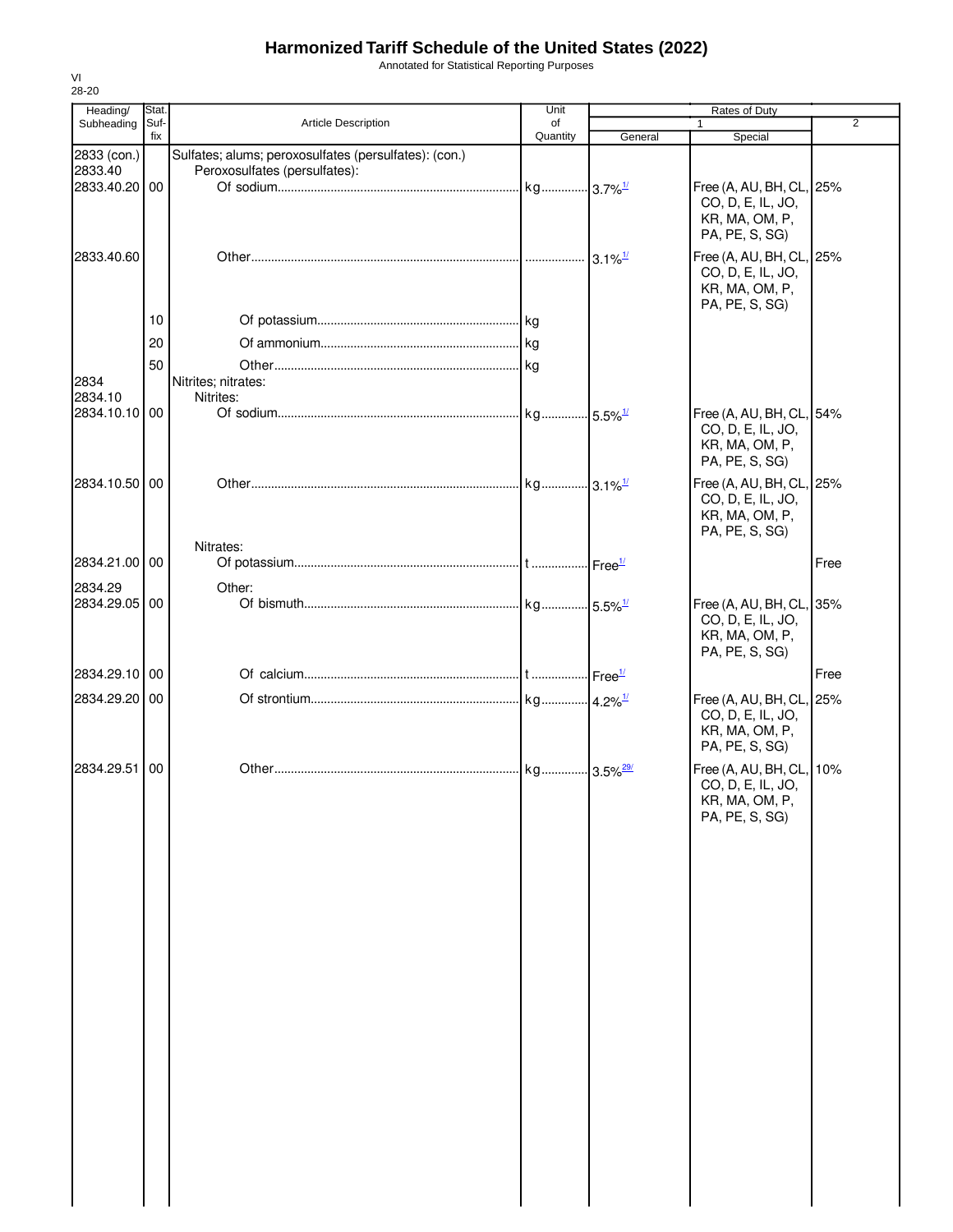# Harmonized Tariff Schedule of the United States (2022)

Annotated for Statistical Reporting Purposes

VI
28-20

| Heading/ Subheading | Stat. Suf- fix | Article Description | Unit of Quantity | Rates of Duty 1 General | Special | 2 |
|---|---|---|---|---|---|---|
| 2833 (con.) | | Sulfates; alums; peroxosulfates (persulfates): (con.) | | | | |
| 2833.40 | | Peroxosulfates (persulfates): | | | | |
| 2833.40.20 | 00 | Of sodium | kg | 3.7%[1/] | Free (A, AU, BH, CL, CO, D, E, IL, JO, KR, MA, OM, P, PA, PE, S, SG) | 25% |
| 2833.40.60 | | Other | | 3.1%[1/] | Free (A, AU, BH, CL, CO, D, E, IL, JO, KR, MA, OM, P, PA, PE, S, SG) | 25% |
| | 10 | Of potassium | kg | | | |
| | 20 | Of ammonium | kg | | | |
| | 50 | Other | kg | | | |
| 2834 | | Nitrites; nitrates: | | | | |
| 2834.10 | | Nitrites: | | | | |
| 2834.10.10 | 00 | Of sodium | kg | 5.5%[1/] | Free (A, AU, BH, CL, CO, D, E, IL, JO, KR, MA, OM, P, PA, PE, S, SG) | 54% |
| 2834.10.50 | 00 | Other | kg | 3.1%[1/] | Free (A, AU, BH, CL, CO, D, E, IL, JO, KR, MA, OM, P, PA, PE, S, SG) | 25% |
| | | Nitrates: | | | | |
| 2834.21.00 | 00 | Of potassium | t | Free[1/] | | Free |
| 2834.29 | | Other: | | | | |
| 2834.29.05 | 00 | Of bismuth | kg | 5.5%[1/] | Free (A, AU, BH, CL, CO, D, E, IL, JO, KR, MA, OM, P, PA, PE, S, SG) | 35% |
| 2834.29.10 | 00 | Of calcium | t | Free[1/] | | Free |
| 2834.29.20 | 00 | Of strontium | kg | 4.2%[1/] | Free (A, AU, BH, CL, CO, D, E, IL, JO, KR, MA, OM, P, PA, PE, S, SG) | 25% |
| 2834.29.51 | 00 | Other | kg | 3.5%[29/] | Free (A, AU, BH, CL, CO, D, E, IL, JO, KR, MA, OM, P, PA, PE, S, SG) | 10% |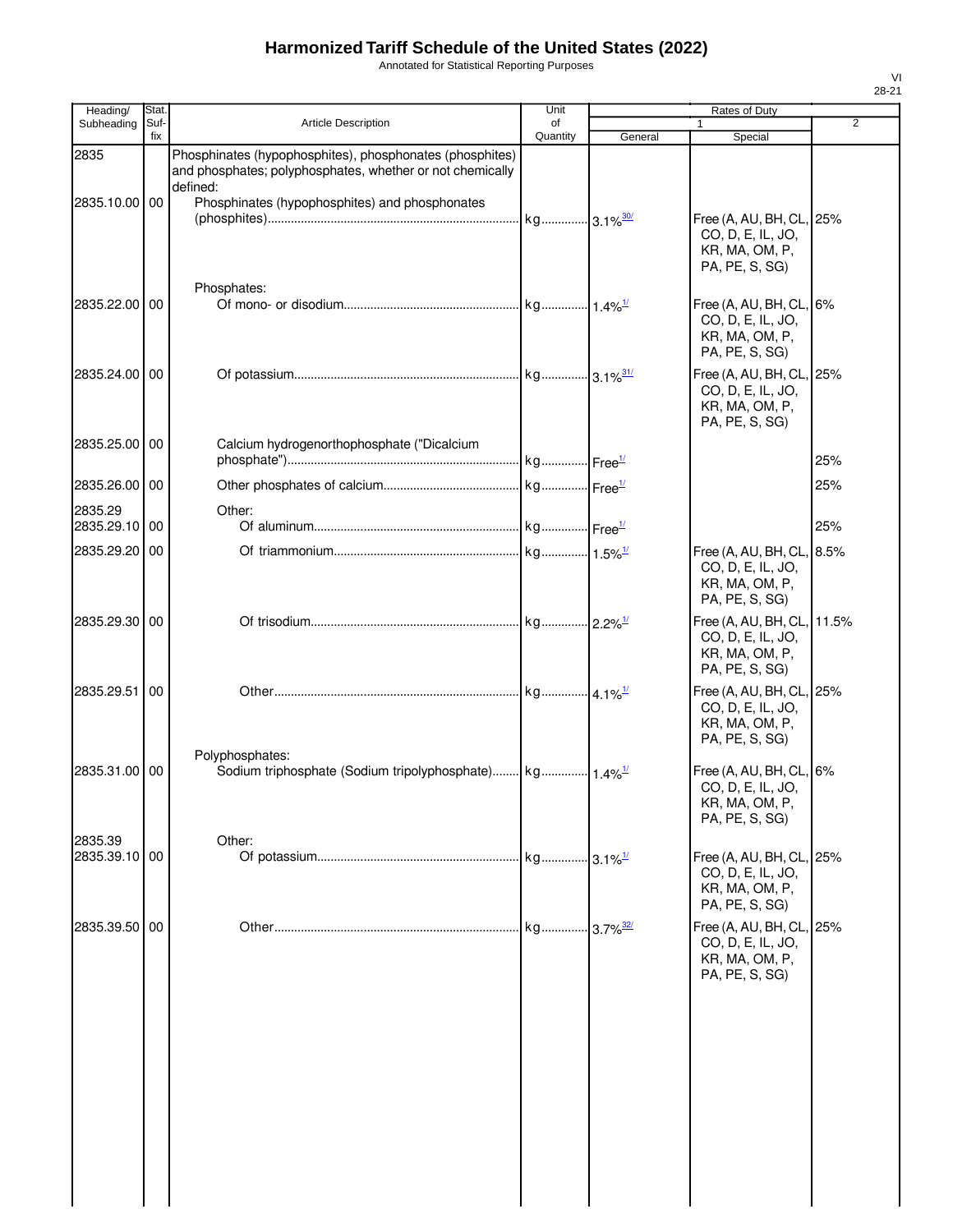# Harmonized Tariff Schedule of the United States (2022)

Annotated for Statistical Reporting Purposes

| Heading/ Subheading | Stat. Suf-fix | Article Description | Unit of Quantity | Rates of Duty 1 General | 1 Special | 2 |
|---|---|---|---|---|---|---|
| 2835 | | Phosphinates (hypophosphites), phosphonates (phosphites) and phosphates; polyphosphates, whether or not chemically defined: | | | | |
| 2835.10.00 | 00 | Phosphinates (hypophosphites) and phosphonates (phosphites) | kg | 3.1%[30/] | Free (A, AU, BH, CL, CO, D, E, IL, JO, KR, MA, OM, P, PA, PE, S, SG) | 25% |
| | | Phosphates: | | | | |
| 2835.22.00 | 00 | Of mono- or disodium | kg | 1.4%[1/] | Free (A, AU, BH, CL, CO, D, E, IL, JO, KR, MA, OM, P, PA, PE, S, SG) | 6% |
| 2835.24.00 | 00 | Of potassium | kg | 3.1%[31/] | Free (A, AU, BH, CL, CO, D, E, IL, JO, KR, MA, OM, P, PA, PE, S, SG) | 25% |
| 2835.25.00 | 00 | Calcium hydrogenorthophosphate ("Dicalcium phosphate") | kg | Free[1/] | | 25% |
| 2835.26.00 | 00 | Other phosphates of calcium | kg | Free[1/] | | 25% |
| 2835.29 | | Other: | | | | |
| 2835.29.10 | 00 | Of aluminum | kg | Free[1/] | | 25% |
| 2835.29.20 | 00 | Of triammonium | kg | 1.5%[1/] | Free (A, AU, BH, CL, CO, D, E, IL, JO, KR, MA, OM, P, PA, PE, S, SG) | 8.5% |
| 2835.29.30 | 00 | Of trisodium | kg | 2.2%[1/] | Free (A, AU, BH, CL, CO, D, E, IL, JO, KR, MA, OM, P, PA, PE, S, SG) | 11.5% |
| 2835.29.51 | 00 | Other | kg | 4.1%[1/] | Free (A, AU, BH, CL, CO, D, E, IL, JO, KR, MA, OM, P, PA, PE, S, SG) | 25% |
| | | Polyphosphates: | | | | |
| 2835.31.00 | 00 | Sodium triphosphate (Sodium tripolyphosphate) | kg | 1.4%[1/] | Free (A, AU, BH, CL, CO, D, E, IL, JO, KR, MA, OM, P, PA, PE, S, SG) | 6% |
| 2835.39 | | Other: | | | | |
| 2835.39.10 | 00 | Of potassium | kg | 3.1%[1/] | Free (A, AU, BH, CL, CO, D, E, IL, JO, KR, MA, OM, P, PA, PE, S, SG) | 25% |
| 2835.39.50 | 00 | Other | kg | 3.7%[32/] | Free (A, AU, BH, CL, CO, D, E, IL, JO, KR, MA, OM, P, PA, PE, S, SG) | 25% |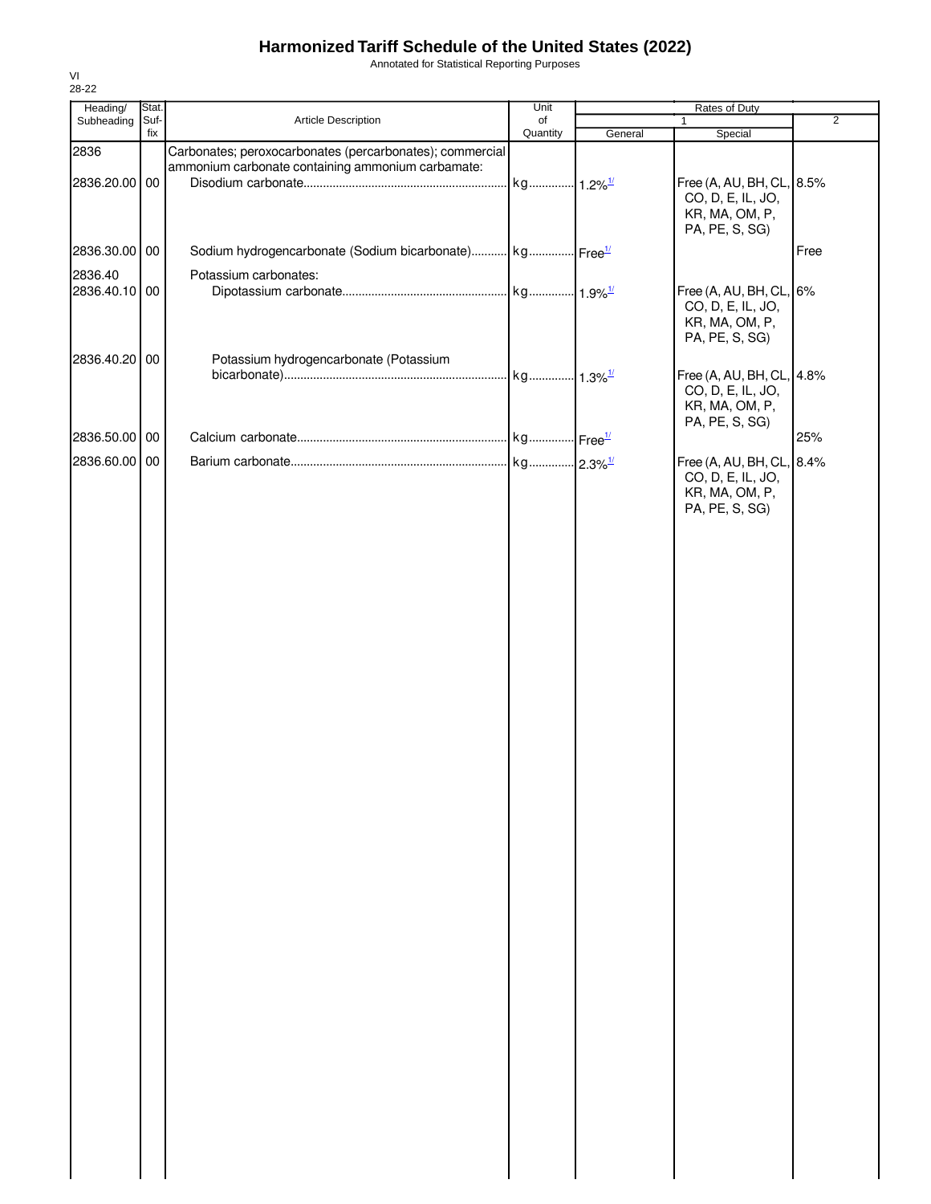# Harmonized Tariff Schedule of the United States (2022)

Annotated for Statistical Reporting Purposes

VI
28-22

| Heading/ Subheading | Stat. Suf-fix | Article Description | Unit of Quantity | Rates of Duty 1 General | Special | 2 |
|---|---|---|---|---|---|---|
| 2836 | | Carbonates; peroxocarbonates (percarbonates); commercial ammonium carbonate containing ammonium carbamate: | | | | |
| 2836.20.00 | 00 | Disodium carbonate | kg | 1.2%[1/] | Free (A, AU, BH, CL, CO, D, E, IL, JO, KR, MA, OM, P, PA, PE, S, SG) | 8.5% |
| 2836.30.00 | 00 | Sodium hydrogencarbonate (Sodium bicarbonate) | kg | Free[1/] | | Free |
| 2836.40 | | Potassium carbonates: | | | | |
| 2836.40.10 | 00 | Dipotassium carbonate | kg | 1.9%[1/] | Free (A, AU, BH, CL, CO, D, E, IL, JO, KR, MA, OM, P, PA, PE, S, SG) | 6% |
| 2836.40.20 | 00 | Potassium hydrogencarbonate (Potassium bicarbonate) | kg | 1.3%[1/] | Free (A, AU, BH, CL, CO, D, E, IL, JO, KR, MA, OM, P, PA, PE, S, SG) | 4.8% |
| 2836.50.00 | 00 | Calcium carbonate | kg | Free[1/] | | 25% |
| 2836.60.00 | 00 | Barium carbonate | kg | 2.3%[1/] | Free (A, AU, BH, CL, CO, D, E, IL, JO, KR, MA, OM, P, PA, PE, S, SG) | 8.4% |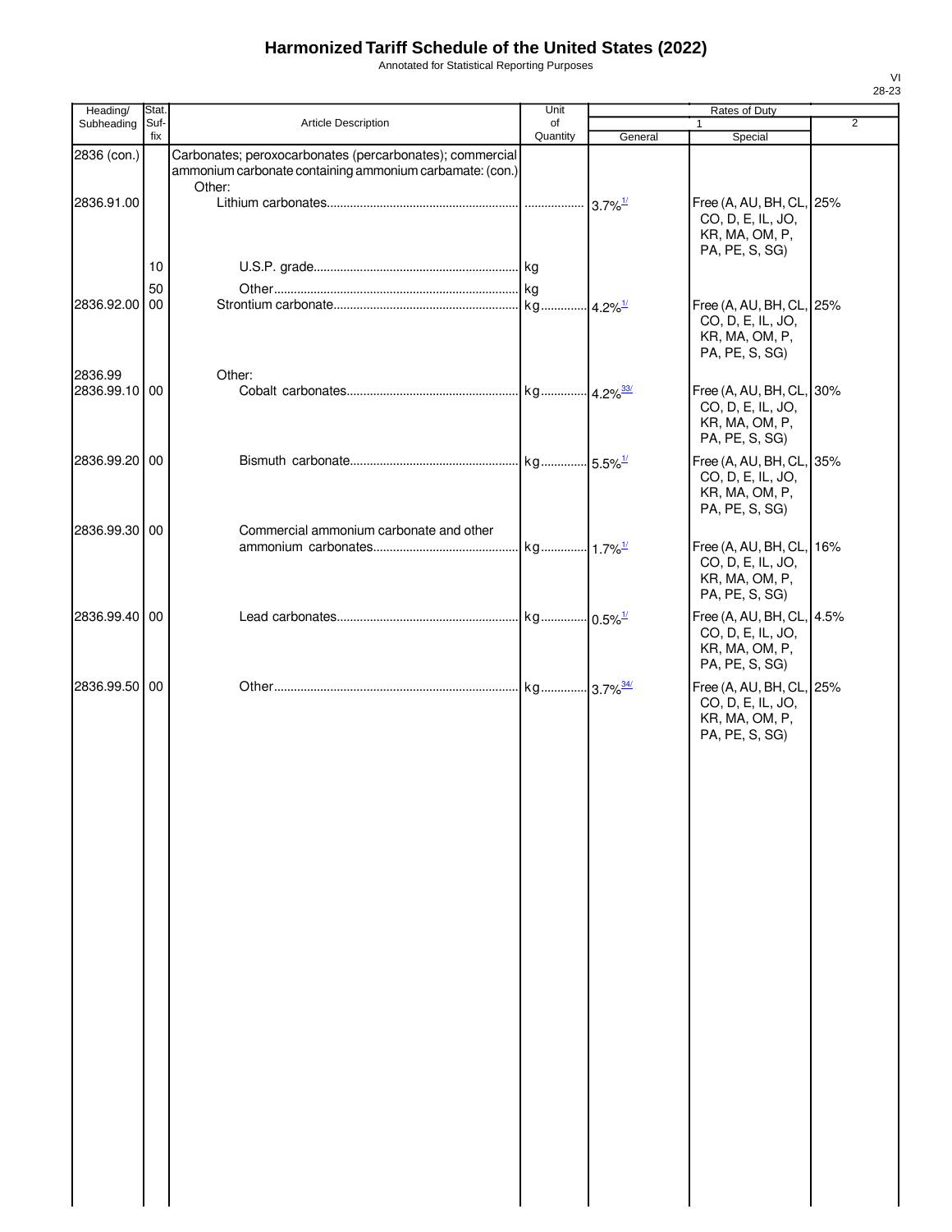# Harmonized Tariff Schedule of the United States (2022)

Annotated for Statistical Reporting Purposes

| Heading/ Subheading | Stat. Suf- fix | Article Description | Unit of Quantity | Rates of Duty 1 General | Rates of Duty 1 Special | Rates of Duty 2 |
|---|---|---|---|---|---|---|
| 2836 (con.) | | Carbonates; peroxocarbonates (percarbonates); commercial ammonium carbonate containing ammonium carbamate: (con.) | | | | |
| | | Other: | | | | |
| 2836.91.00 | | Lithium carbonates | | 3.7%[1/] | Free (A, AU, BH, CL, CO, D, E, IL, JO, KR, MA, OM, P, PA, PE, S, SG) | 25% |
| | 10 | U.S.P. grade | kg | | | |
| | 50 | Other | kg | | | |
| 2836.92.00 | 00 | Strontium carbonate | kg | 4.2%[1/] | Free (A, AU, BH, CL, CO, D, E, IL, JO, KR, MA, OM, P, PA, PE, S, SG) | 25% |
| 2836.99 | | Other: | | | | |
| 2836.99.10 | 00 | Cobalt carbonates | kg | 4.2%[33/] | Free (A, AU, BH, CL, CO, D, E, IL, JO, KR, MA, OM, P, PA, PE, S, SG) | 30% |
| 2836.99.20 | 00 | Bismuth carbonate | kg | 5.5%[1/] | Free (A, AU, BH, CL, CO, D, E, IL, JO, KR, MA, OM, P, PA, PE, S, SG) | 35% |
| 2836.99.30 | 00 | Commercial ammonium carbonate and other ammonium carbonates | kg | 1.7%[1/] | Free (A, AU, BH, CL, CO, D, E, IL, JO, KR, MA, OM, P, PA, PE, S, SG) | 16% |
| 2836.99.40 | 00 | Lead carbonates | kg | 0.5%[1/] | Free (A, AU, BH, CL, CO, D, E, IL, JO, KR, MA, OM, P, PA, PE, S, SG) | 4.5% |
| 2836.99.50 | 00 | Other | kg | 3.7%[34/] | Free (A, AU, BH, CL, CO, D, E, IL, JO, KR, MA, OM, P, PA, PE, S, SG) | 25% |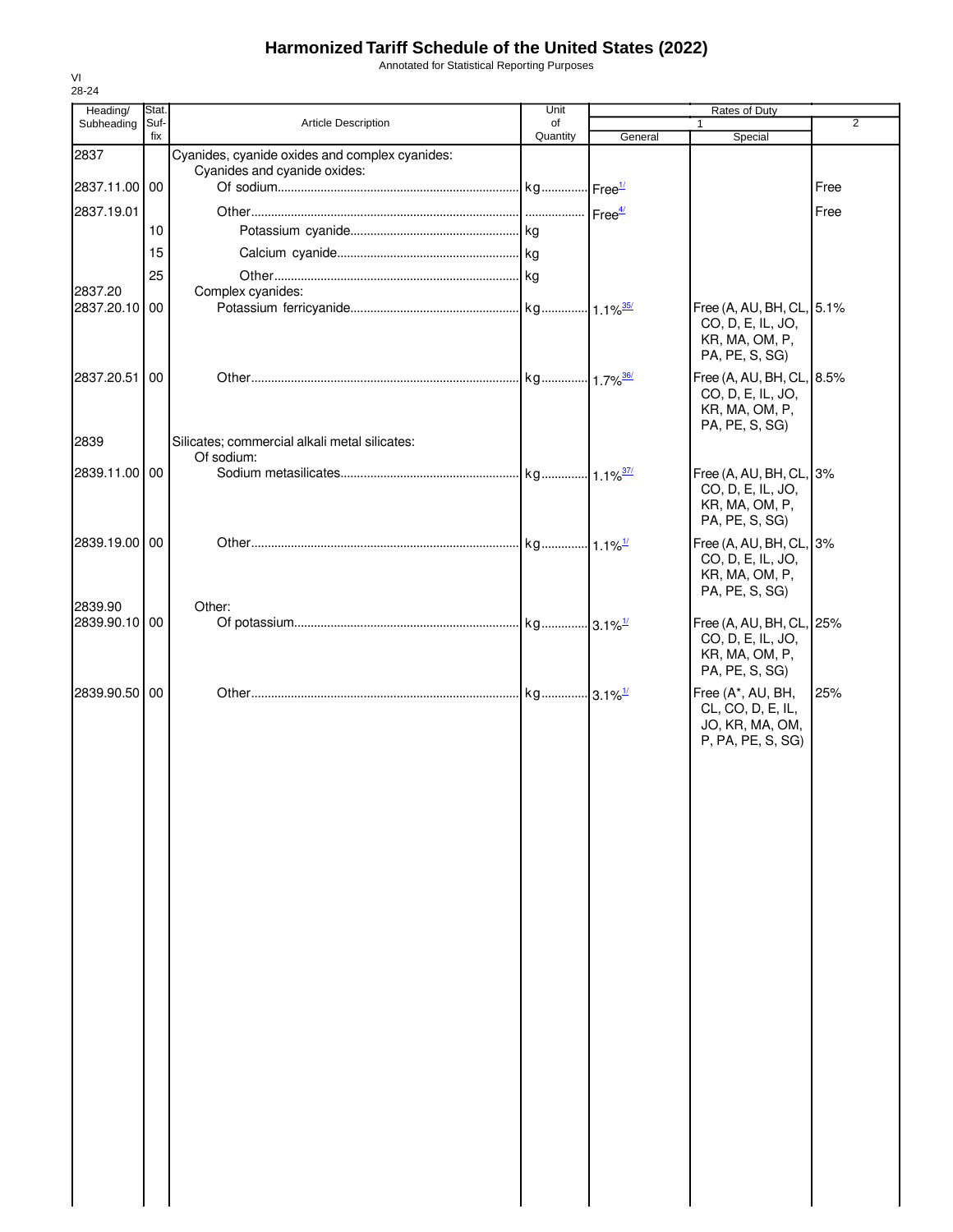# Harmonized Tariff Schedule of the United States (2022)

Annotated for Statistical Reporting Purposes

VI
28-24

| Heading/ Subheading | Stat. Suf- fix | Article Description | Unit of Quantity | Rates of Duty 1 General | Special | 2 |
|---|---|---|---|---|---|---|
| 2837 | | Cyanides, cyanide oxides and complex cyanides: | | | | |
| | | Cyanides and cyanide oxides: | | | | |
| 2837.11.00 | 00 | Of sodium | kg | Free[1/] | | Free |
| 2837.19.01 | | Other | | Free[4/] | | Free |
| | 10 | Potassium cyanide | kg | | | |
| | 15 | Calcium cyanide | kg | | | |
| | 25 | Other | kg | | | |
| 2837.20 | | Complex cyanides: | | | | |
| 2837.20.10 | 00 | Potassium ferricyanide | kg | 1.1%[35/] | Free (A, AU, BH, CL, CO, D, E, IL, JO, KR, MA, OM, P, PA, PE, S, SG) | 5.1% |
| 2837.20.51 | 00 | Other | kg | 1.7%[36/] | Free (A, AU, BH, CL, CO, D, E, IL, JO, KR, MA, OM, P, PA, PE, S, SG) | 8.5% |
| 2839 | | Silicates; commercial alkali metal silicates: | | | | |
| | | Of sodium: | | | | |
| 2839.11.00 | 00 | Sodium metasilicates | kg | 1.1%[37/] | Free (A, AU, BH, CL, CO, D, E, IL, JO, KR, MA, OM, P, PA, PE, S, SG) | 3% |
| 2839.19.00 | 00 | Other | kg | 1.1%[1/] | Free (A, AU, BH, CL, CO, D, E, IL, JO, KR, MA, OM, P, PA, PE, S, SG) | 3% |
| 2839.90 | | Other: | | | | |
| 2839.90.10 | 00 | Of potassium | kg | 3.1%[1/] | Free (A, AU, BH, CL, CO, D, E, IL, JO, KR, MA, OM, P, PA, PE, S, SG) | 25% |
| 2839.90.50 | 00 | Other | kg | 3.1%[1/] | Free (A*, AU, BH, CL, CO, D, E, IL, JO, KR, MA, OM, P, PA, PE, S, SG) | 25% |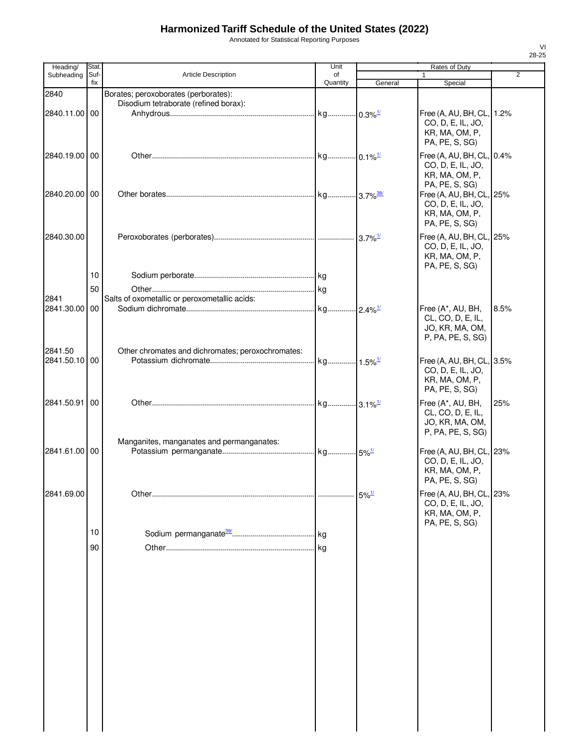# Harmonized Tariff Schedule of the United States (2022)

Annotated for Statistical Reporting Purposes

| Heading/ Subheading | Stat. Suf-fix | Article Description | Unit of Quantity | Rates of Duty 1 General | Special | 2 |
|---|---|---|---|---|---|---|
| 2840 | | Borates; peroxoborates (perborates): | | | | |
| | | Disodium tetraborate (refined borax): | | | | |
| 2840.11.00 | 00 | Anhydrous | kg | 0.3%[1/] | Free (A, AU, BH, CL, CO, D, E, IL, JO, KR, MA, OM, P, PA, PE, S, SG) | 1.2% |
| 2840.19.00 | 00 | Other | kg | 0.1%[1/] | Free (A, AU, BH, CL, CO, D, E, IL, JO, KR, MA, OM, P, PA, PE, S, SG) | 0.4% |
| 2840.20.00 | 00 | Other borates | kg | 3.7%[38/] | Free (A, AU, BH, CL, CO, D, E, IL, JO, KR, MA, OM, P, PA, PE, S, SG) | 25% |
| 2840.30.00 | | Peroxoborates (perborates) | | 3.7%[1/] | Free (A, AU, BH, CL, CO, D, E, IL, JO, KR, MA, OM, P, PA, PE, S, SG) | 25% |
| | 10 | Sodium perborate | kg | | | |
| | 50 | Other | kg | | | |
| 2841 | | Salts of oxometallic or peroxometallic acids: | | | | |
| 2841.30.00 | 00 | Sodium dichromate | kg | 2.4%[1/] | Free (A*, AU, BH, CL, CO, D, E, IL, JO, KR, MA, OM, P, PA, PE, S, SG) | 8.5% |
| 2841.50 | | Other chromates and dichromates; peroxochromates: | | | | |
| 2841.50.10 | 00 | Potassium dichromate | kg | 1.5%[1/] | Free (A, AU, BH, CL, CO, D, E, IL, JO, KR, MA, OM, P, PA, PE, S, SG) | 3.5% |
| 2841.50.91 | 00 | Other | kg | 3.1%[1/] | Free (A*, AU, BH, CL, CO, D, E, IL, JO, KR, MA, OM, P, PA, PE, S, SG) | 25% |
| | | Manganites, manganates and permanganates: | | | | |
| 2841.61.00 | 00 | Potassium permanganate | kg | 5%[1/] | Free (A, AU, BH, CL, CO, D, E, IL, JO, KR, MA, OM, P, PA, PE, S, SG) | 23% |
| 2841.69.00 | | Other | | 5%[1/] | Free (A, AU, BH, CL, CO, D, E, IL, JO, KR, MA, OM, P, PA, PE, S, SG) | 23% |
| | 10 | Sodium permanganate[39/] | kg | | | |
| | 90 | Other | kg | | | |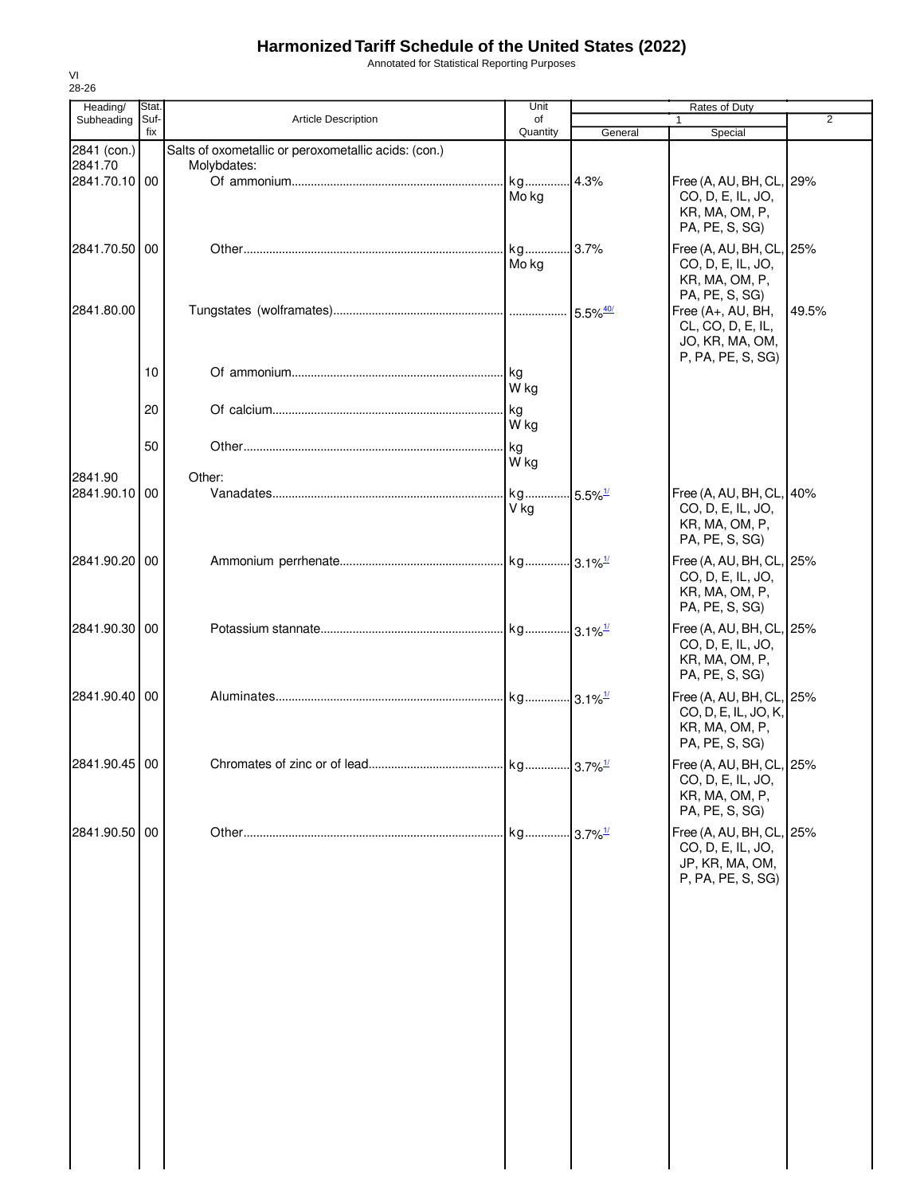# Harmonized Tariff Schedule of the United States (2022)

Annotated for Statistical Reporting Purposes

VI
28-26

| Heading/ Subheading | Stat. Suf- fix | Article Description | Unit of Quantity | Rates of Duty 1 General | Rates of Duty 1 Special | Rates of Duty 2 |
|---|---|---|---|---|---|---|
| 2841 (con.) | | Salts of oxometallic or peroxometallic acids: (con.) | | | | |
| 2841.70 | | Molybdates: | | | | |
| 2841.70.10 | 00 | Of ammonium | kg Mo kg | 4.3% | Free (A, AU, BH, CL, CO, D, E, IL, JO, KR, MA, OM, P, PA, PE, S, SG) | 29% |
| 2841.70.50 | 00 | Other | kg Mo kg | 3.7% | Free (A, AU, BH, CL, CO, D, E, IL, JO, KR, MA, OM, P, PA, PE, S, SG) | 25% |
| 2841.80.00 | | Tungstates (wolframates) | | 5.5% [40/] | Free (A+, AU, BH, CL, CO, D, E, IL, JO, KR, MA, OM, P, PA, PE, S, SG) | 49.5% |
| | 10 | Of ammonium | kg W kg | | | |
| | 20 | Of calcium | kg W kg | | | |
| | 50 | Other | kg W kg | | | |
| 2841.90 | | Other: | | | | |
| 2841.90.10 | 00 | Vanadates | kg V kg | 5.5% [1/] | Free (A, AU, BH, CL, CO, D, E, IL, JO, KR, MA, OM, P, PA, PE, S, SG) | 40% |
| 2841.90.20 | 00 | Ammonium perrhenate | kg | 3.1% [1/] | Free (A, AU, BH, CL, CO, D, E, IL, JO, KR, MA, OM, P, PA, PE, S, SG) | 25% |
| 2841.90.30 | 00 | Potassium stannate | kg | 3.1% [1/] | Free (A, AU, BH, CL, CO, D, E, IL, JO, KR, MA, OM, P, PA, PE, S, SG) | 25% |
| 2841.90.40 | 00 | Aluminates | kg | 3.1% [1/] | Free (A, AU, BH, CL, CO, D, E, IL, JO, K, KR, MA, OM, P, PA, PE, S, SG) | 25% |
| 2841.90.45 | 00 | Chromates of zinc or of lead | kg | 3.7% [1/] | Free (A, AU, BH, CL, CO, D, E, IL, JO, KR, MA, OM, P, PA, PE, S, SG) | 25% |
| 2841.90.50 | 00 | Other | kg | 3.7% [1/] | Free (A, AU, BH, CL, CO, D, E, IL, JO, JP, KR, MA, OM, P, PA, PE, S, SG) | 25% |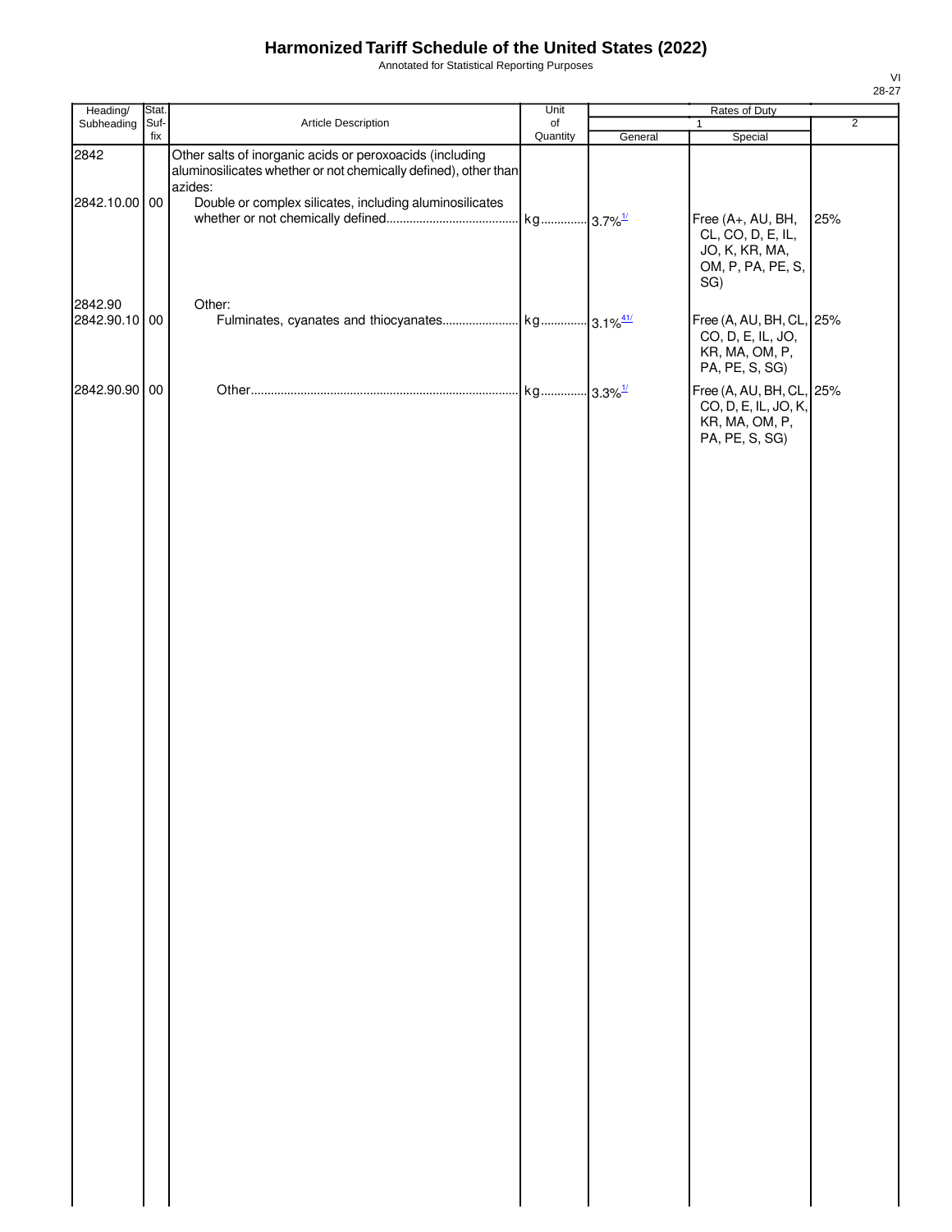# Harmonized Tariff Schedule of the United States (2022)

Annotated for Statistical Reporting Purposes

| Heading/ Subheading | Stat. Suf- fix | Article Description | Unit of Quantity | Rates of Duty 1 General | Rates of Duty 1 Special | Rates of Duty 2 |
|---|---|---|---|---|---|---|
| 2842 | | Other salts of inorganic acids or peroxoacids (including aluminosilicates whether or not chemically defined), other than azides: | | | | |
| 2842.10.00 | 00 | Double or complex silicates, including aluminosilicates whether or not chemically defined | kg | 3.7%[1/] | Free (A+, AU, BH, CL, CO, D, E, IL, JO, K, KR, MA, OM, P, PA, PE, S, SG) | 25% |
| 2842.90 | | Other: | | | | |
| 2842.90.10 | 00 | Fulminates, cyanates and thiocyanates | kg | 3.1%[41/] | Free (A, AU, BH, CL, CO, D, E, IL, JO, KR, MA, OM, P, PA, PE, S, SG) | 25% |
| 2842.90.90 | 00 | Other | kg | 3.3%[1/] | Free (A, AU, BH, CL, CO, D, E, IL, JO, K, KR, MA, OM, P, PA, PE, S, SG) | 25% |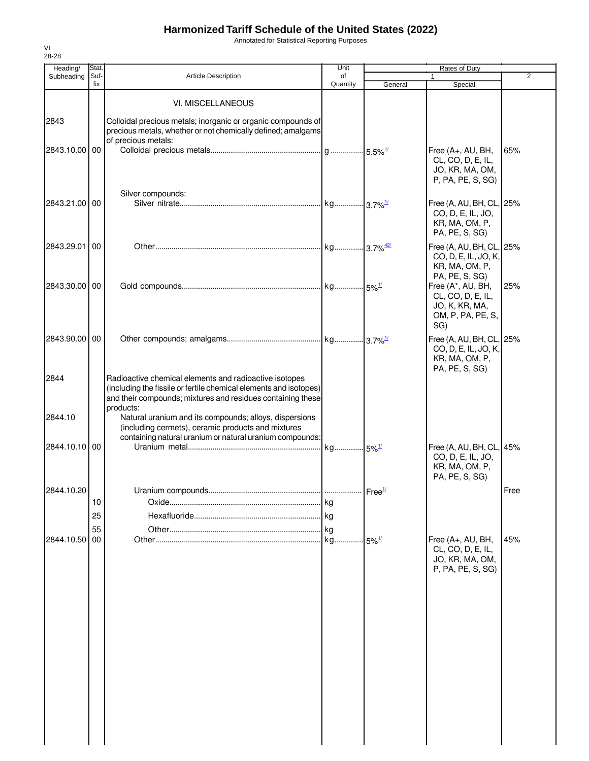# Harmonized Tariff Schedule of the United States (2022)

Annotated for Statistical Reporting Purposes

| Heading/ Subheading | Stat. Suf- fix | Article Description | Unit of Quantity | Rates of Duty 1 General | Rates of Duty 1 Special | Rates of Duty 2 |
|---|---|---|---|---|---|---|
| | | VI. MISCELLANEOUS | | | | |
| 2843 | | Colloidal precious metals; inorganic or organic compounds of precious metals, whether or not chemically defined; amalgams of precious metals: | | | | |
| 2843.10.00 | 00 | Colloidal precious metals | g | 5.5%[1/] | Free (A+, AU, BH, CL, CO, D, E, IL, JO, KR, MA, OM, P, PA, PE, S, SG) | 65% |
| | | Silver compounds: | | | | |
| 2843.21.00 | 00 | Silver nitrate | kg | 3.7%[1/] | Free (A, AU, BH, CL, CO, D, E, IL, JO, KR, MA, OM, P, PA, PE, S, SG) | 25% |
| 2843.29.01 | 00 | Other | kg | 3.7%[42/] | Free (A, AU, BH, CL, CO, D, E, IL, JO, K, KR, MA, OM, P, PA, PE, S, SG) | 25% |
| 2843.30.00 | 00 | Gold compounds | kg | 5%[1/] | Free (A*, AU, BH, CL, CO, D, E, IL, JO, K, KR, MA, OM, P, PA, PE, S, SG) | 25% |
| 2843.90.00 | 00 | Other compounds; amalgams | kg | 3.7%[1/] | Free (A, AU, BH, CL, CO, D, E, IL, JO, K, KR, MA, OM, P, PA, PE, S, SG) | 25% |
| 2844 | | Radioactive chemical elements and radioactive isotopes (including the fissile or fertile chemical elements and isotopes) and their compounds; mixtures and residues containing these products: | | | | |
| 2844.10 | | Natural uranium and its compounds; alloys, dispersions (including cermets), ceramic products and mixtures containing natural uranium or natural uranium compounds: | | | | |
| 2844.10.10 | 00 | Uranium metal | kg | 5%[1/] | Free (A, AU, BH, CL, CO, D, E, IL, JO, KR, MA, OM, P, PA, PE, S, SG) | 45% |
| 2844.10.20 | | Uranium compounds | | Free[1/] | | Free |
| | 10 | Oxide | kg | | | |
| | 25 | Hexafluoride | kg | | | |
| | 55 | Other | kg | | | |
| 2844.10.50 | 00 | Other | kg | 5%[1/] | Free (A+, AU, BH, CL, CO, D, E, IL, JO, KR, MA, OM, P, PA, PE, S, SG) | 45% |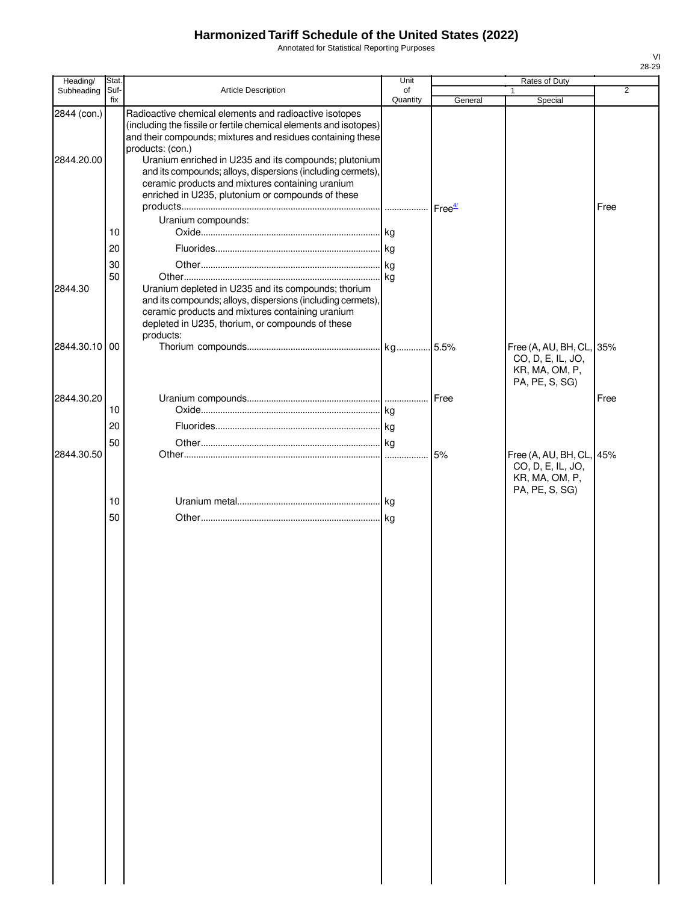# Harmonized Tariff Schedule of the United States (2022)

Annotated for Statistical Reporting Purposes

| Heading/ Subheading | Stat. Suf- fix | Article Description | Unit of Quantity | Rates of Duty 1 General | Rates of Duty 1 Special | Rates of Duty 2 |
|---|---|---|---|---|---|---|
| 2844 (con.) | | Radioactive chemical elements and radioactive isotopes (including the fissile or fertile chemical elements and isotopes) and their compounds; mixtures and residues containing these products: (con.) | | | | |
| 2844.20.00 | | Uranium enriched in U235 and its compounds; plutonium and its compounds; alloys, dispersions (including cermets), ceramic products and mixtures containing uranium enriched in U235, plutonium or compounds of these products | | Free[4/] | | Free |
| | | Uranium compounds: | | | | |
| | 10 | Oxide | kg | | | |
| | 20 | Fluorides | kg | | | |
| | 30 | Other | kg | | | |
| | 50 | Other | kg | | | |
| 2844.30 | | Uranium depleted in U235 and its compounds; thorium and its compounds; alloys, dispersions (including cermets), ceramic products and mixtures containing uranium depleted in U235, thorium, or compounds of these products: | | | | |
| 2844.30.10 | 00 | Thorium compounds | kg | 5.5% | Free (A, AU, BH, CL, CO, D, E, IL, JO, KR, MA, OM, P, PA, PE, S, SG) | 35% |
| 2844.30.20 | | Uranium compounds | | Free | | Free |
| | 10 | Oxide | kg | | | |
| | 20 | Fluorides | kg | | | |
| | 50 | Other | kg | | | |
| 2844.30.50 | | Other | | 5% | Free (A, AU, BH, CL, CO, D, E, IL, JO, KR, MA, OM, P, PA, PE, S, SG) | 45% |
| | 10 | Uranium metal | kg | | | |
| | 50 | Other | kg | | | |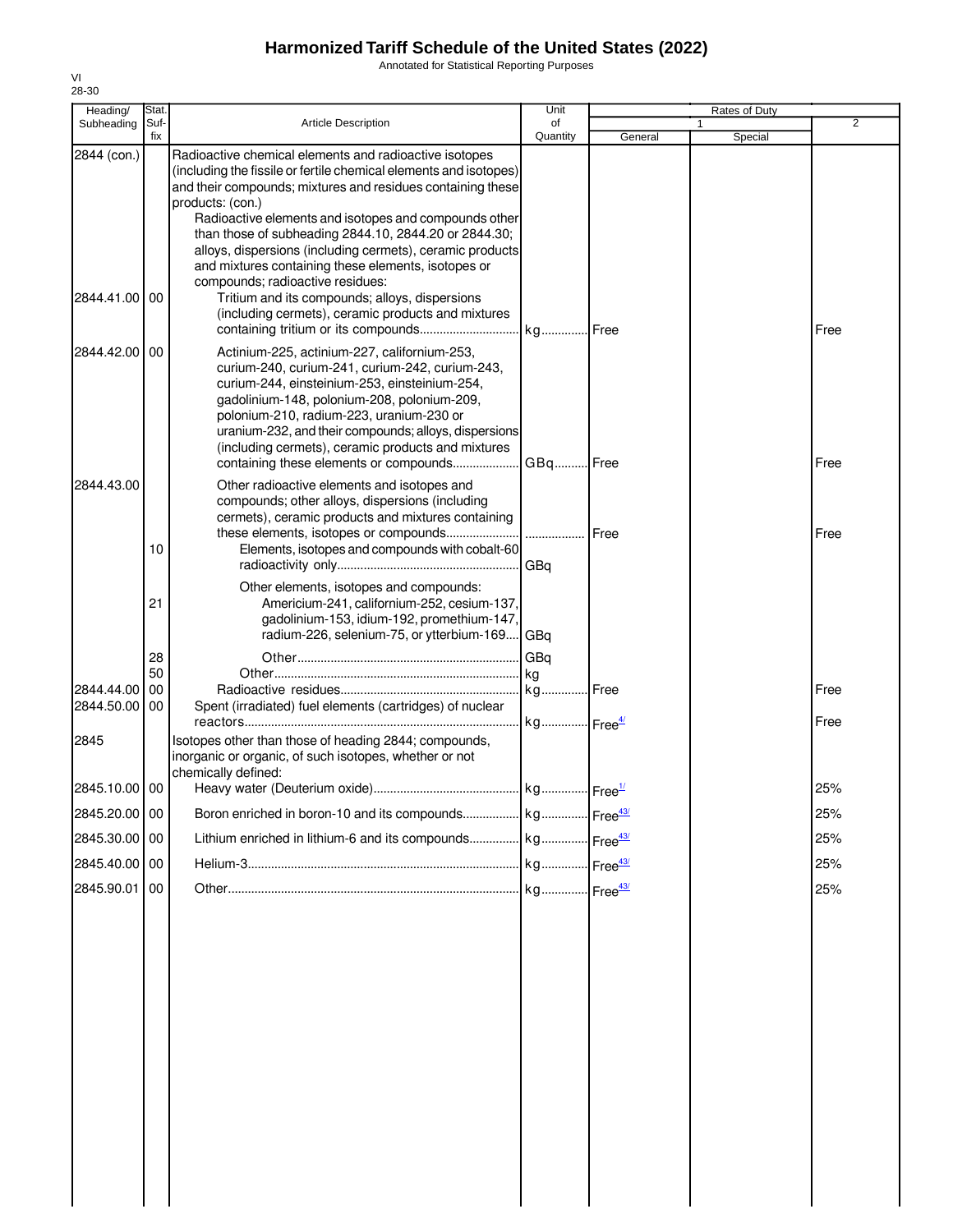# Harmonized Tariff Schedule of the United States (2022)

Annotated for Statistical Reporting Purposes

VI
28-30

| Heading/ Subheading | Stat. Suf- fix | Article Description | Unit of Quantity | Rates of Duty 1 General | Special | 2 |
|---|---|---|---|---|---|---|
| 2844 (con.) | | Radioactive chemical elements and radioactive isotopes (including the fissile or fertile chemical elements and isotopes) and their compounds; mixtures and residues containing these products: (con.) | | | | |
| | | Radioactive elements and isotopes and compounds other than those of subheading 2844.10, 2844.20 or 2844.30; alloys, dispersions (including cermets), ceramic products and mixtures containing these elements, isotopes or compounds; radioactive residues: | | | | |
| 2844.41.00 | 00 | Tritium and its compounds; alloys, dispersions (including cermets), ceramic products and mixtures containing tritium or its compounds | kg | Free | | Free |
| 2844.42.00 | 00 | Actinium-225, actinium-227, californium-253, curium-240, curium-241, curium-242, curium-243, curium-244, einsteinium-253, einsteinium-254, gadolinium-148, polonium-208, polonium-209, polonium-210, radium-223, uranium-230 or uranium-232, and their compounds; alloys, dispersions (including cermets), ceramic products and mixtures containing these elements or compounds | GBq | Free | | Free |
| 2844.43.00 | | Other radioactive elements and isotopes and compounds; other alloys, dispersions (including cermets), ceramic products and mixtures containing these elements, isotopes or compounds | | Free | | Free |
| | 10 | Elements, isotopes and compounds with cobalt-60 radioactivity only | GBq | | | |
| | | Other elements, isotopes and compounds: | | | | |
| | 21 | Americium-241, californium-252, cesium-137, gadolinium-153, idium-192, promethium-147, radium-226, selenium-75, or ytterbium-169 | GBq | | | |
| | 28 | Other | GBq | | | |
| | 50 | Other | kg | | | |
| 2844.44.00 | 00 | Radioactive residues | kg | Free | | Free |
| 2844.50.00 | 00 | Spent (irradiated) fuel elements (cartridges) of nuclear reactors | kg | Free[4/] | | Free |
| 2845 | | Isotopes other than those of heading 2844; compounds, inorganic or organic, of such isotopes, whether or not chemically defined: | | | | |
| 2845.10.00 | 00 | Heavy water (Deuterium oxide) | kg | Free[1/] | | 25% |
| 2845.20.00 | 00 | Boron enriched in boron-10 and its compounds | kg | Free[43/] | | 25% |
| 2845.30.00 | 00 | Lithium enriched in lithium-6 and its compounds | kg | Free[43/] | | 25% |
| 2845.40.00 | 00 | Helium-3 | kg | Free[43/] | | 25% |
| 2845.90.01 | 00 | Other | kg | Free[43/] | | 25% |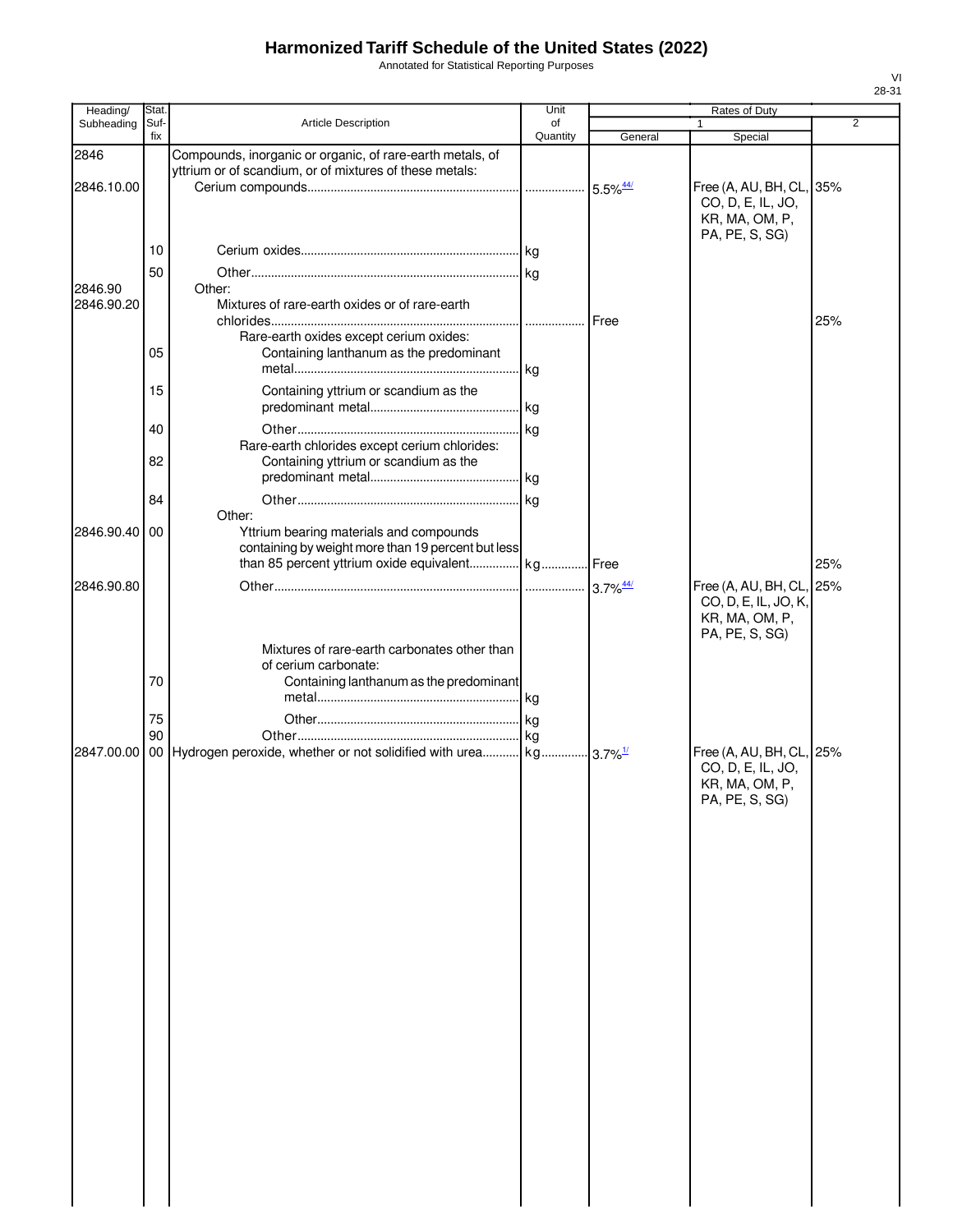# Harmonized Tariff Schedule of the United States (2022)

Annotated for Statistical Reporting Purposes

| Heading/ Subheading | Stat. Suf- fix | Article Description | Unit of Quantity | Rates of Duty 1 General | Rates of Duty 1 Special | Rates of Duty 2 |
|---|---|---|---|---|---|---|
| 2846 | | Compounds, inorganic or organic, of rare-earth metals, of yttrium or of scandium, or of mixtures of these metals: | | | | |
| 2846.10.00 | | Cerium compounds | | 5.5%[44/] | Free (A, AU, BH, CL, CO, D, E, IL, JO, KR, MA, OM, P, PA, PE, S, SG) | 35% |
| | 10 | Cerium oxides | kg | | | |
| | 50 | Other | kg | | | |
| 2846.90 | | Other: | | | | |
| 2846.90.20 | | Mixtures of rare-earth oxides or of rare-earth chlorides | | Free | | 25% |
| | | Rare-earth oxides except cerium oxides: | | | | |
| | 05 | Containing lanthanum as the predominant metal | kg | | | |
| | 15 | Containing yttrium or scandium as the predominant metal | kg | | | |
| | 40 | Other | kg | | | |
| | | Rare-earth chlorides except cerium chlorides: | | | | |
| | 82 | Containing yttrium or scandium as the predominant metal | kg | | | |
| | 84 | Other | kg | | | |
| | | Other: | | | | |
| 2846.90.40 | 00 | Yttrium bearing materials and compounds containing by weight more than 19 percent but less than 85 percent yttrium oxide equivalent | kg | Free | | 25% |
| 2846.90.80 | | Other | | 3.7%[44/] | Free (A, AU, BH, CL, CO, D, E, IL, JO, K, KR, MA, OM, P, PA, PE, S, SG) | 25% |
| | | Mixtures of rare-earth carbonates other than of cerium carbonate: | | | | |
| | 70 | Containing lanthanum as the predominant metal | kg | | | |
| | 75 | Other | kg | | | |
| | 90 | Other | kg | | | |
| 2847.00.00 | 00 | Hydrogen peroxide, whether or not solidified with urea | kg | 3.7%[1/] | Free (A, AU, BH, CL, CO, D, E, IL, JO, KR, MA, OM, P, PA, PE, S, SG) | 25% |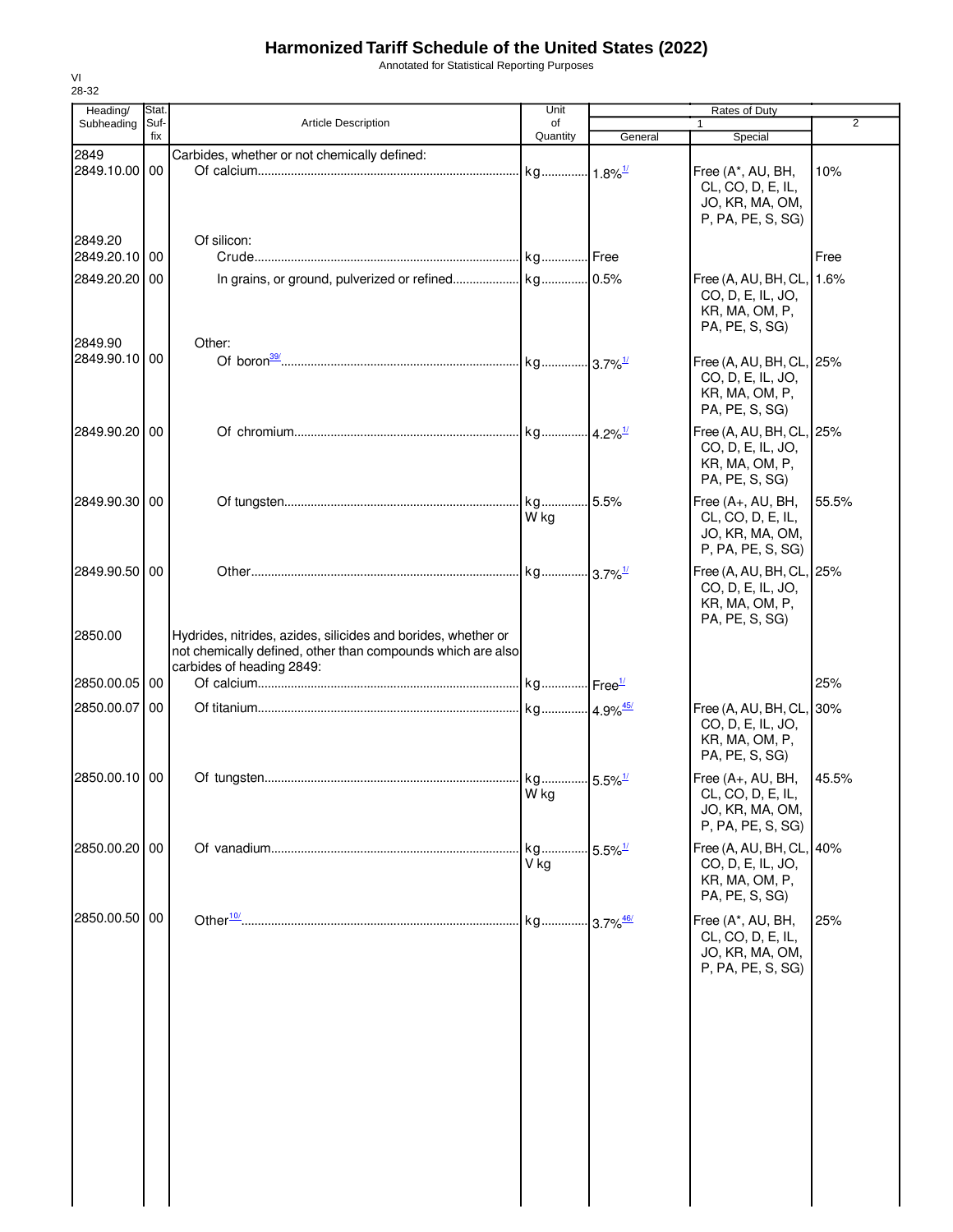# Harmonized Tariff Schedule of the United States (2022)

Annotated for Statistical Reporting Purposes

VI
28-32

| Heading/ Subheading | Stat. Suf- fix | Article Description | Unit of Quantity | Rates of Duty 1 General | Special | 2 |
|---|---|---|---|---|---|---|
| 2849 | | Carbides, whether or not chemically defined: | | | | |
| 2849.10.00 | 00 | Of calcium | kg | 1.8%[1/] | Free (A*, AU, BH, CL, CO, D, E, IL, JO, KR, MA, OM, P, PA, PE, S, SG) | 10% |
| 2849.20 | | Of silicon: | | | | |
| 2849.20.10 | 00 | Crude | kg | Free | | Free |
| 2849.20.20 | 00 | In grains, or ground, pulverized or refined | kg | 0.5% | Free (A, AU, BH, CL, CO, D, E, IL, JO, KR, MA, OM, P, PA, PE, S, SG) | 1.6% |
| 2849.90 | | Other: | | | | |
| 2849.90.10 | 00 | Of boron[39/] | kg | 3.7%[1/] | Free (A, AU, BH, CL, CO, D, E, IL, JO, KR, MA, OM, P, PA, PE, S, SG) | 25% |
| 2849.90.20 | 00 | Of chromium | kg | 4.2%[1/] | Free (A, AU, BH, CL, CO, D, E, IL, JO, KR, MA, OM, P, PA, PE, S, SG) | 25% |
| 2849.90.30 | 00 | Of tungsten | kg<br>W kg | 5.5% | Free (A+, AU, BH, CL, CO, D, E, IL, JO, KR, MA, OM, P, PA, PE, S, SG) | 55.5% |
| 2849.90.50 | 00 | Other | kg | 3.7%[1/] | Free (A, AU, BH, CL, CO, D, E, IL, JO, KR, MA, OM, P, PA, PE, S, SG) | 25% |
| 2850.00 | | Hydrides, nitrides, azides, silicides and borides, whether or not chemically defined, other than compounds which are also carbides of heading 2849: | | | | |
| 2850.00.05 | 00 | Of calcium | kg | Free[1/] | | 25% |
| 2850.00.07 | 00 | Of titanium | kg | 4.9%[45/] | Free (A, AU, BH, CL, CO, D, E, IL, JO, KR, MA, OM, P, PA, PE, S, SG) | 30% |
| 2850.00.10 | 00 | Of tungsten | kg<br>W kg | 5.5%[1/] | Free (A+, AU, BH, CL, CO, D, E, IL, JO, KR, MA, OM, P, PA, PE, S, SG) | 45.5% |
| 2850.00.20 | 00 | Of vanadium | kg<br>V kg | 5.5%[1/] | Free (A, AU, BH, CL, CO, D, E, IL, JO, KR, MA, OM, P, PA, PE, S, SG) | 40% |
| 2850.00.50 | 00 | Other[10/] | kg | 3.7%[46/] | Free (A*, AU, BH, CL, CO, D, E, IL, JO, KR, MA, OM, P, PA, PE, S, SG) | 25% |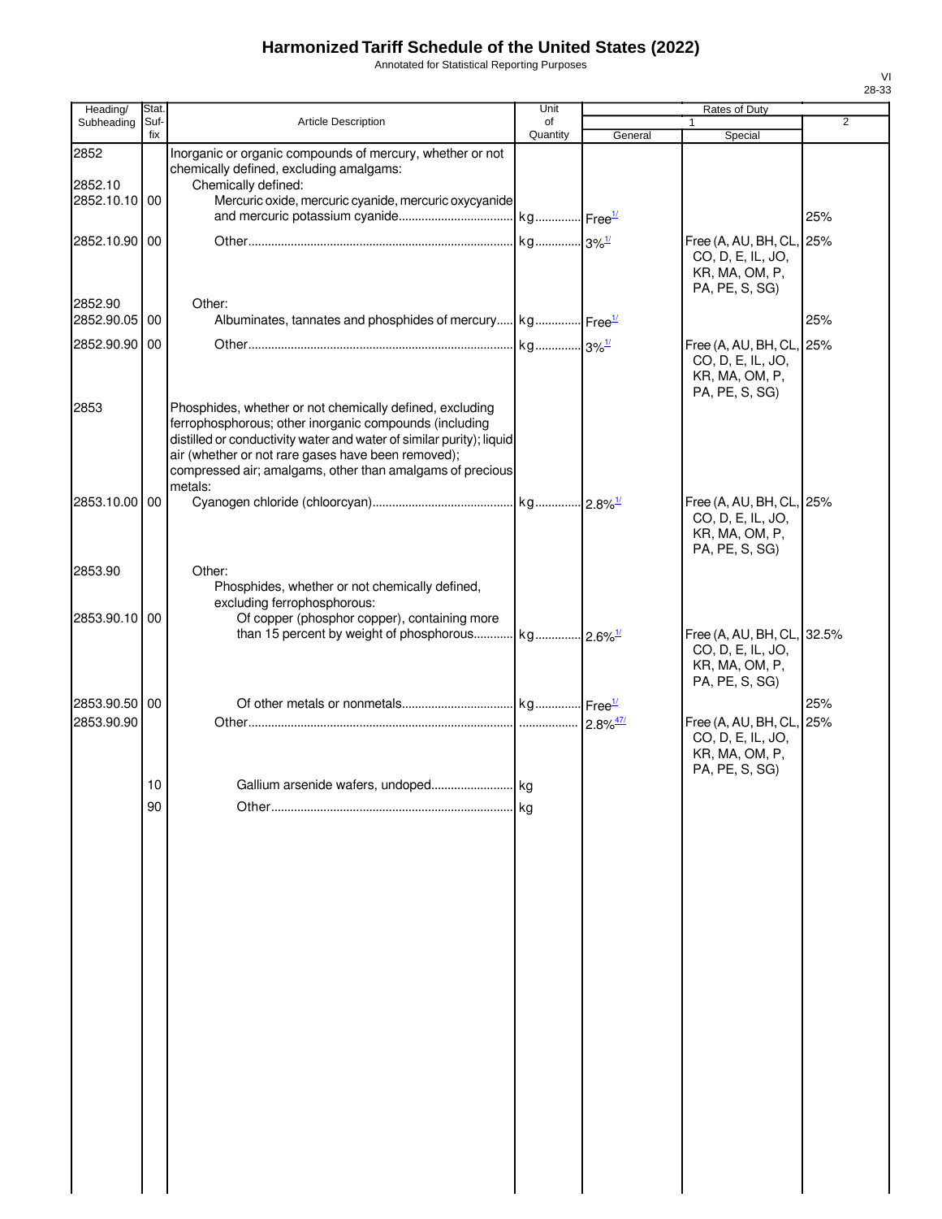# Harmonized Tariff Schedule of the United States (2022)

Annotated for Statistical Reporting Purposes

| Heading/ Subheading | Stat. Suf- fix | Article Description | Unit of Quantity | Rates of Duty 1 General | Rates of Duty 1 Special | Rates of Duty 2 |
|---|---|---|---|---|---|---|
| 2852 | | Inorganic or organic compounds of mercury, whether or not chemically defined, excluding amalgams: | | | | |
| 2852.10 | | Chemically defined: | | | | |
| 2852.10.10 | 00 | Mercuric oxide, mercuric cyanide, mercuric oxycyanide and mercuric potassium cyanide | kg | Free[1/] | | 25% |
| 2852.10.90 | 00 | Other | kg | 3%[1/] | Free (A, AU, BH, CL, CO, D, E, IL, JO, KR, MA, OM, P, PA, PE, S, SG) | 25% |
| 2852.90 | | Other: | | | | |
| 2852.90.05 | 00 | Albuminates, tannates and phosphides of mercury | kg | Free[1/] | | 25% |
| 2852.90.90 | 00 | Other | kg | 3%[1/] | Free (A, AU, BH, CL, CO, D, E, IL, JO, KR, MA, OM, P, PA, PE, S, SG) | 25% |
| 2853 | | Phosphides, whether or not chemically defined, excluding ferrophosphorous; other inorganic compounds (including distilled or conductivity water and water of similar purity); liquid air (whether or not rare gases have been removed); compressed air; amalgams, other than amalgams of precious metals: | | | | |
| 2853.10.00 | 00 | Cyanogen chloride (chloorcyan) | kg | 2.8%[1/] | Free (A, AU, BH, CL, CO, D, E, IL, JO, KR, MA, OM, P, PA, PE, S, SG) | 25% |
| 2853.90 | | Other: | | | | |
| | | Phosphides, whether or not chemically defined, excluding ferrophosphorous: | | | | |
| 2853.90.10 | 00 | Of copper (phosphor copper), containing more than 15 percent by weight of phosphorous | kg | 2.6%[1/] | Free (A, AU, BH, CL, CO, D, E, IL, JO, KR, MA, OM, P, PA, PE, S, SG) | 32.5% |
| 2853.90.50 | 00 | Of other metals or nonmetals | kg | Free[1/] | | 25% |
| 2853.90.90 | | Other | | 2.8%[47/] | Free (A, AU, BH, CL, CO, D, E, IL, JO, KR, MA, OM, P, PA, PE, S, SG) | 25% |
| | 10 | Gallium arsenide wafers, undoped | kg | | | |
| | 90 | Other | kg | | | |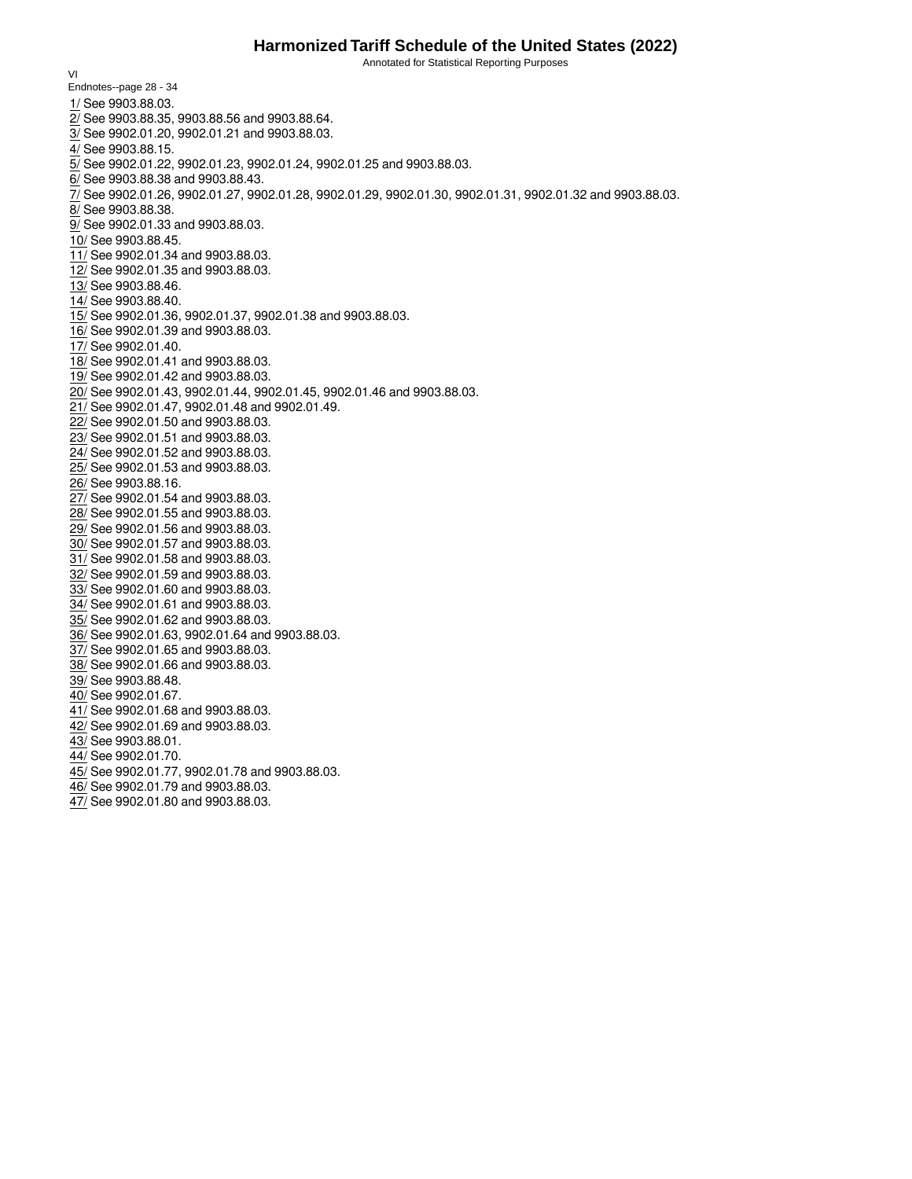VI

Endnotes--page 28 - 34

1/ See 9903.88.03.
2/ See 9903.88.35, 9903.88.56 and 9903.88.64.
3/ See 9902.01.20, 9902.01.21 and 9903.88.03.
4/ See 9903.88.15.
5/ See 9902.01.22, 9902.01.23, 9902.01.24, 9902.01.25 and 9903.88.03.
6/ See 9903.88.38 and 9903.88.43.
7/ See 9902.01.26, 9902.01.27, 9902.01.28, 9902.01.29, 9902.01.30, 9902.01.31, 9902.01.32 and 9903.88.03.
8/ See 9903.88.38.
9/ See 9902.01.33 and 9903.88.03.
10/ See 9903.88.45.
11/ See 9902.01.34 and 9903.88.03.
12/ See 9902.01.35 and 9903.88.03.
13/ See 9903.88.46.
14/ See 9903.88.40.
15/ See 9902.01.36, 9902.01.37, 9902.01.38 and 9903.88.03.
16/ See 9902.01.39 and 9903.88.03.
17/ See 9902.01.40.
18/ See 9902.01.41 and 9903.88.03.
19/ See 9902.01.42 and 9903.88.03.
20/ See 9902.01.43, 9902.01.44, 9902.01.45, 9902.01.46 and 9903.88.03.
21/ See 9902.01.47, 9902.01.48 and 9902.01.49.
22/ See 9902.01.50 and 9903.88.03.
23/ See 9902.01.51 and 9903.88.03.
24/ See 9902.01.52 and 9903.88.03.
25/ See 9902.01.53 and 9903.88.03.
26/ See 9903.88.16.
27/ See 9902.01.54 and 9903.88.03.
28/ See 9902.01.55 and 9903.88.03.
29/ See 9902.01.56 and 9903.88.03.
30/ See 9902.01.57 and 9903.88.03.
31/ See 9902.01.58 and 9903.88.03.
32/ See 9902.01.59 and 9903.88.03.
33/ See 9902.01.60 and 9903.88.03.
34/ See 9902.01.61 and 9903.88.03.
35/ See 9902.01.62 and 9903.88.03.
36/ See 9902.01.63, 9902.01.64 and 9903.88.03.
37/ See 9902.01.65 and 9903.88.03.
38/ See 9902.01.66 and 9903.88.03.
39/ See 9903.88.48.
40/ See 9902.01.67.
41/ See 9902.01.68 and 9903.88.03.
42/ See 9902.01.69 and 9903.88.03.
43/ See 9903.88.01.
44/ See 9902.01.70.
45/ See 9902.01.77, 9902.01.78 and 9903.88.03.
46/ See 9902.01.79 and 9903.88.03.
47/ See 9902.01.80 and 9903.88.03.